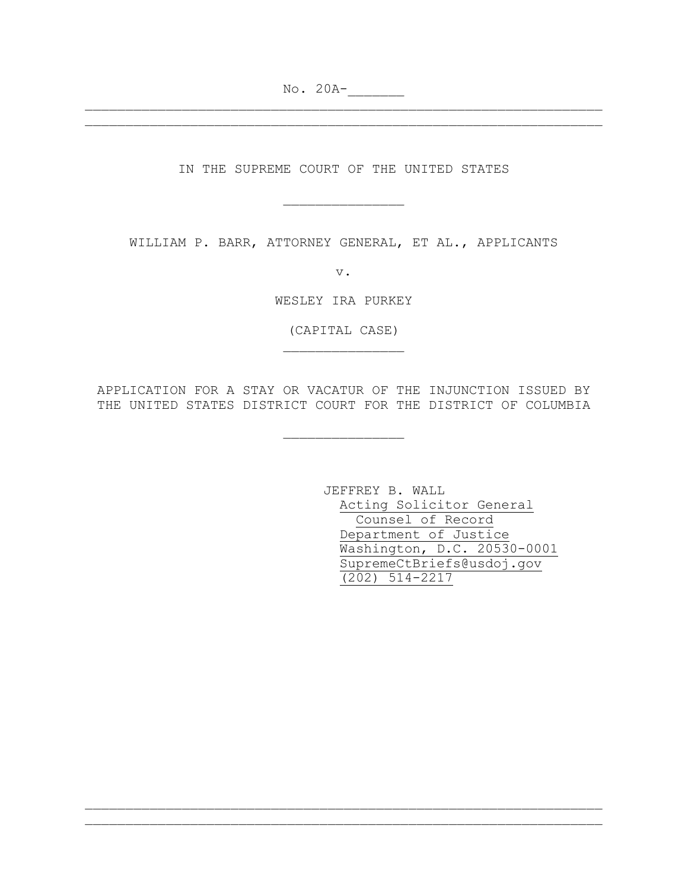No. 20A-_______

---

IN THE SUPREME COURT OF THE UNITED STATES

_______________

WILLIAM P. BARR, ATTORNEY GENERAL, ET AL., APPLICANTS

v.

WESLEY IRA PURKEY

(CAPITAL CASE)

_______________

APPLICATION FOR A STAY OR VACATUR OF THE INJUNCTION ISSUED BY THE UNITED STATES DISTRICT COURT FOR THE DISTRICT OF COLUMBIA

_______________

JEFFREY B. WALL
Acting Solicitor General
Counsel of Record
Department of Justice
Washington, D.C. 20530-0001
SupremeCtBriefs@usdoj.gov
(202) 514-2217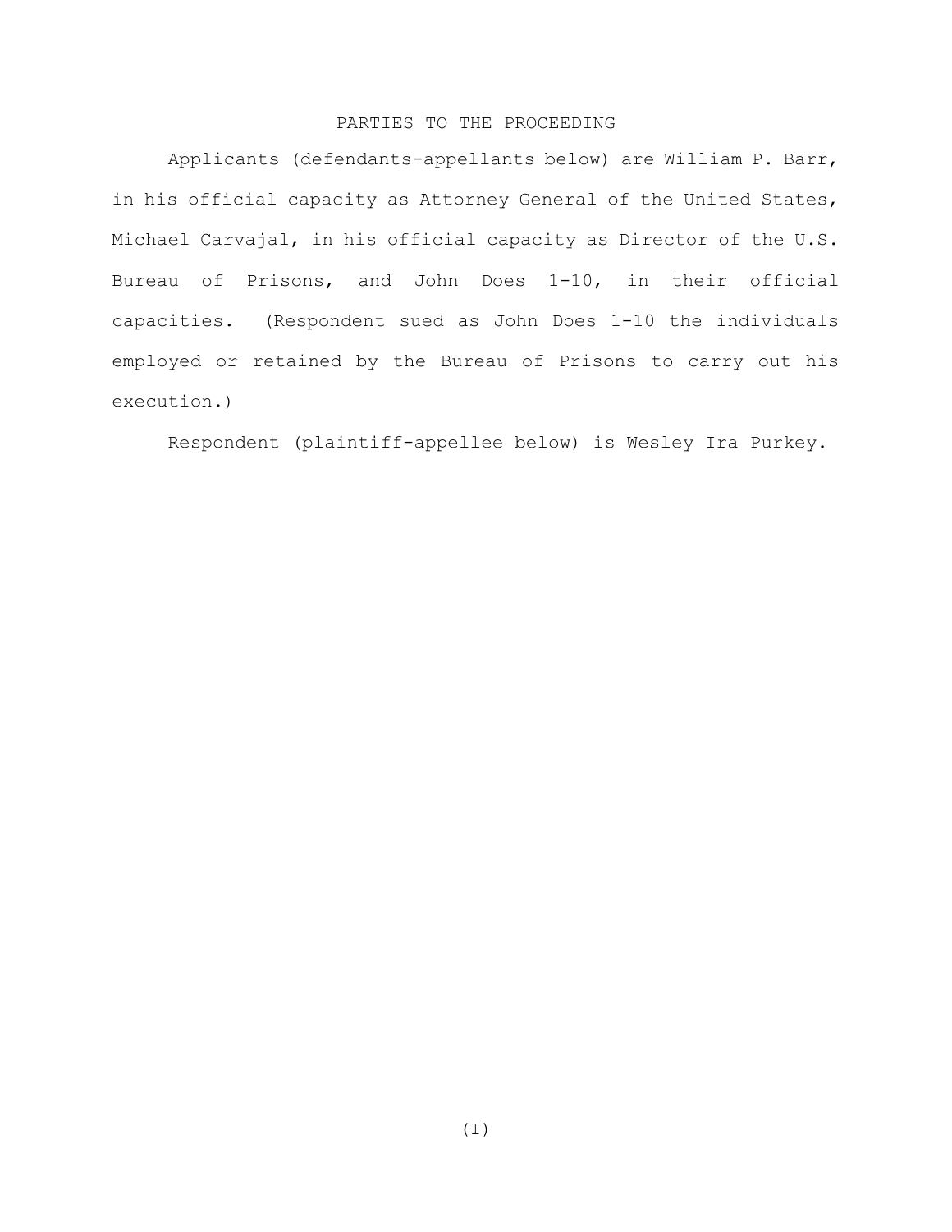## PARTIES TO THE PROCEEDING

Applicants (defendants-appellants below) are William P. Barr, in his official capacity as Attorney General of the United States, Michael Carvajal, in his official capacity as Director of the U.S. Bureau of Prisons, and John Does 1-10, in their official capacities. (Respondent sued as John Does 1-10 the individuals employed or retained by the Bureau of Prisons to carry out his execution.)

Respondent (plaintiff-appellee below) is Wesley Ira Purkey.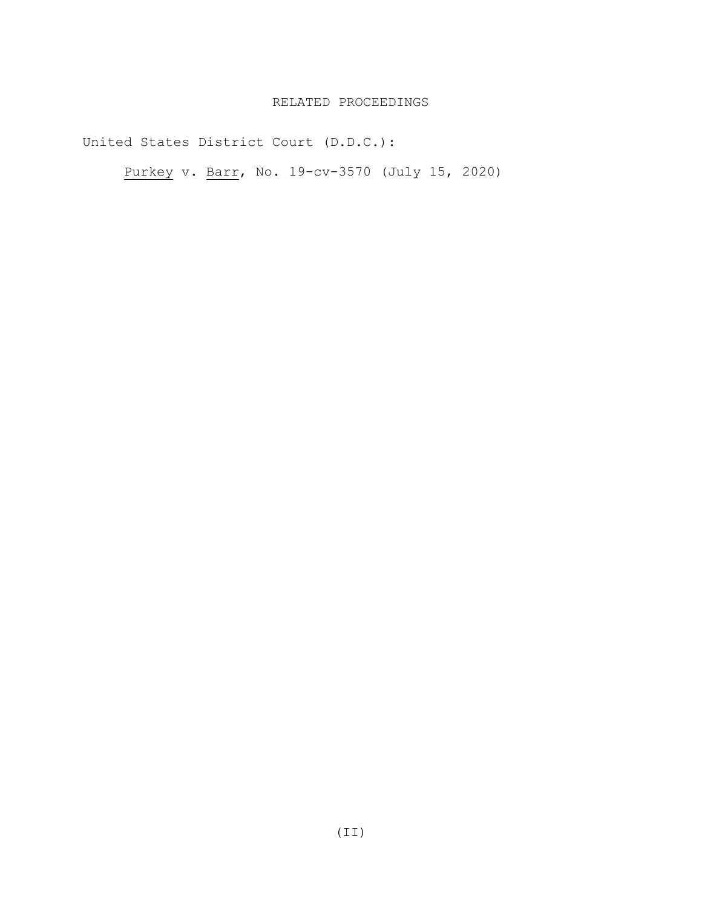# RELATED PROCEEDINGS

United States District Court (D.D.C.):

*Purkey* v. *Barr*, No. 19-cv-3570 (July 15, 2020)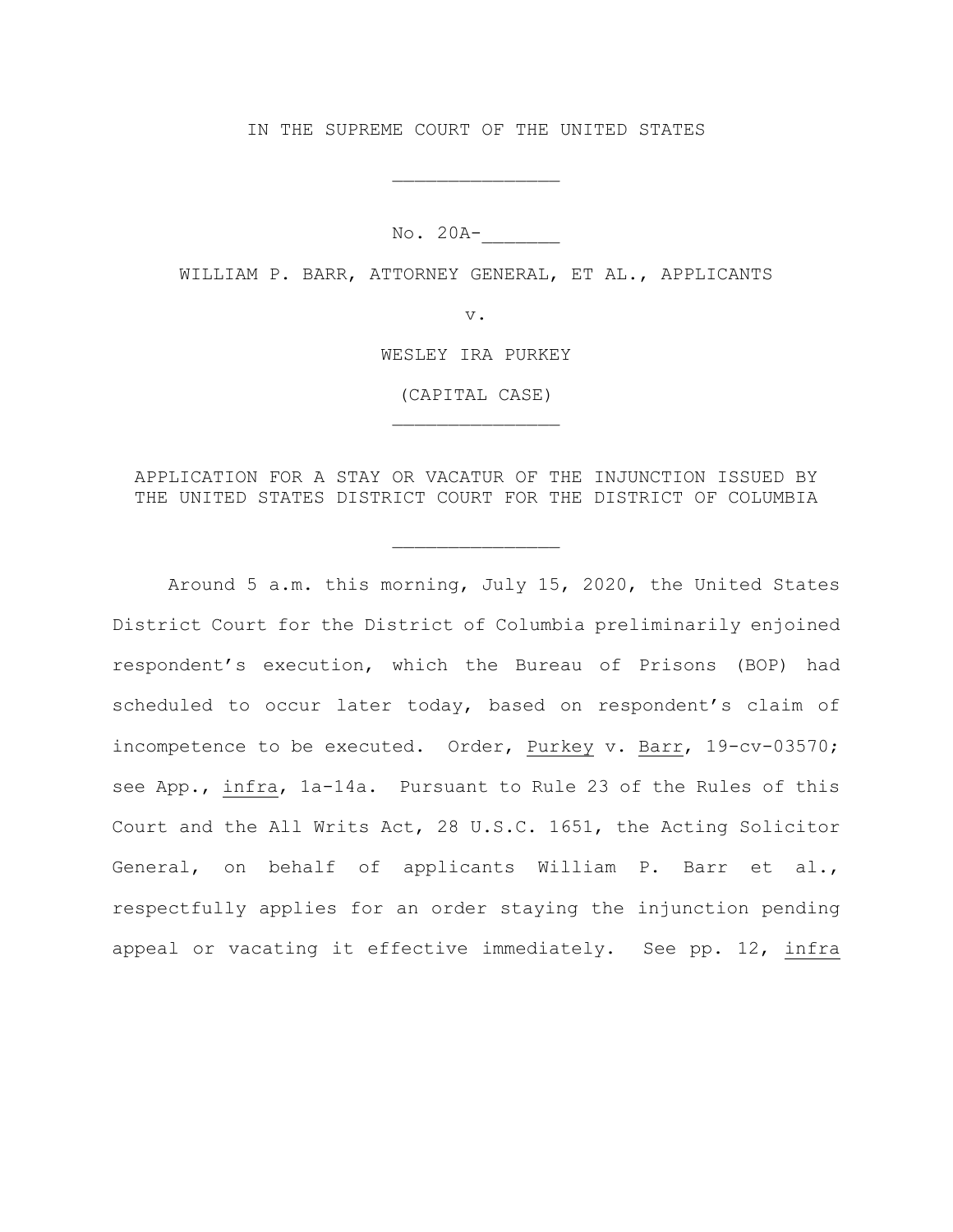IN THE SUPREME COURT OF THE UNITED STATES

_______________

No. 20A-_______

WILLIAM P. BARR, ATTORNEY GENERAL, ET AL., APPLICANTS

v.

WESLEY IRA PURKEY

(CAPITAL CASE)

_______________

APPLICATION FOR A STAY OR VACATUR OF THE INJUNCTION ISSUED BY THE UNITED STATES DISTRICT COURT FOR THE DISTRICT OF COLUMBIA

_______________

Around 5 a.m. this morning, July 15, 2020, the United States District Court for the District of Columbia preliminarily enjoined respondent's execution, which the Bureau of Prisons (BOP) had scheduled to occur later today, based on respondent's claim of incompetence to be executed. Order, Purkey v. Barr, 19-cv-03570; see App., infra, 1a-14a. Pursuant to Rule 23 of the Rules of this Court and the All Writs Act, 28 U.S.C. 1651, the Acting Solicitor General, on behalf of applicants William P. Barr et al., respectfully applies for an order staying the injunction pending appeal or vacating it effective immediately. See pp. 12, infra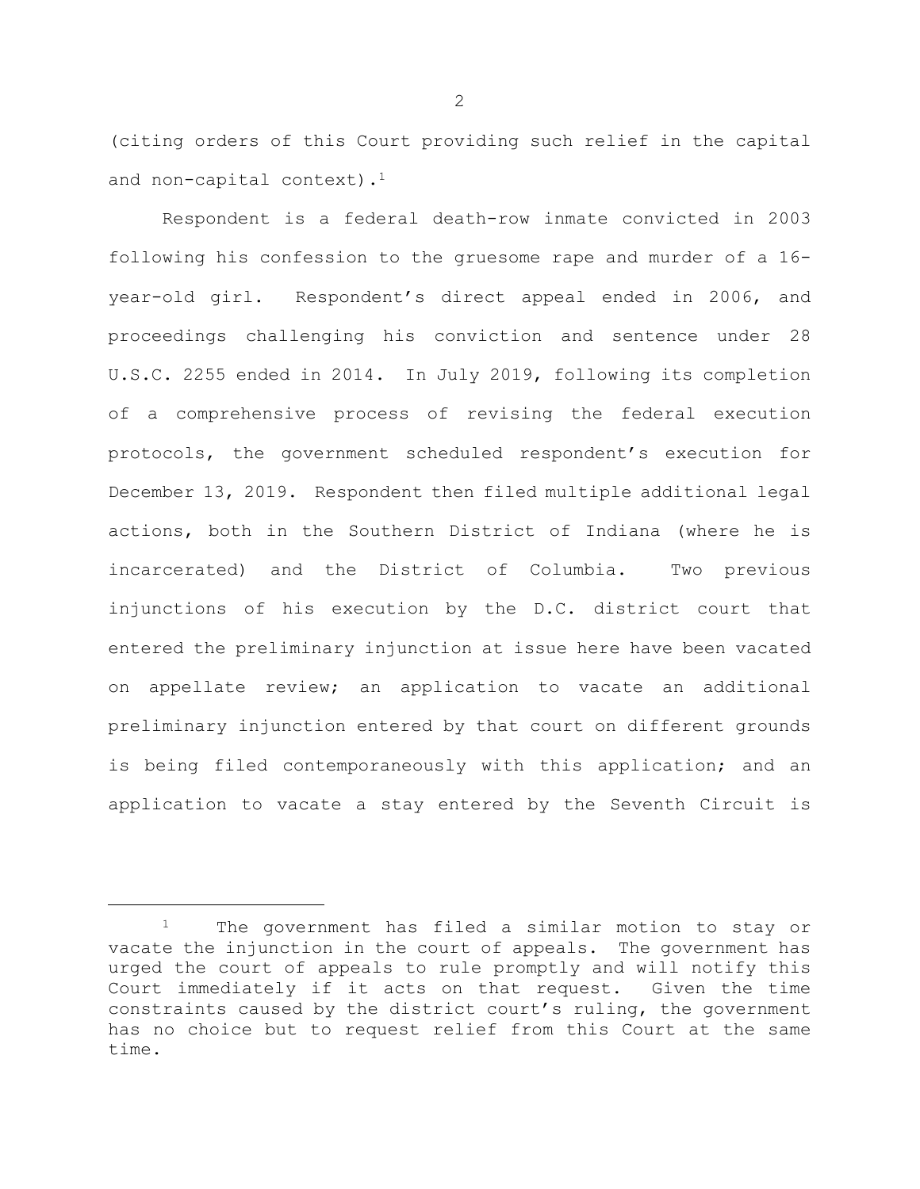(citing orders of this Court providing such relief in the capital and non-capital context).[1]

Respondent is a federal death-row inmate convicted in 2003 following his confession to the gruesome rape and murder of a 16-year-old girl. Respondent's direct appeal ended in 2006, and proceedings challenging his conviction and sentence under 28 U.S.C. 2255 ended in 2014. In July 2019, following its completion of a comprehensive process of revising the federal execution protocols, the government scheduled respondent's execution for December 13, 2019. Respondent then filed multiple additional legal actions, both in the Southern District of Indiana (where he is incarcerated) and the District of Columbia. Two previous injunctions of his execution by the D.C. district court that entered the preliminary injunction at issue here have been vacated on appellate review; an application to vacate an additional preliminary injunction entered by that court on different grounds is being filed contemporaneously with this application; and an application to vacate a stay entered by the Seventh Circuit is

---

[1] The government has filed a similar motion to stay or vacate the injunction in the court of appeals. The government has urged the court of appeals to rule promptly and will notify this Court immediately if it acts on that request. Given the time constraints caused by the district court's ruling, the government has no choice but to request relief from this Court at the same time.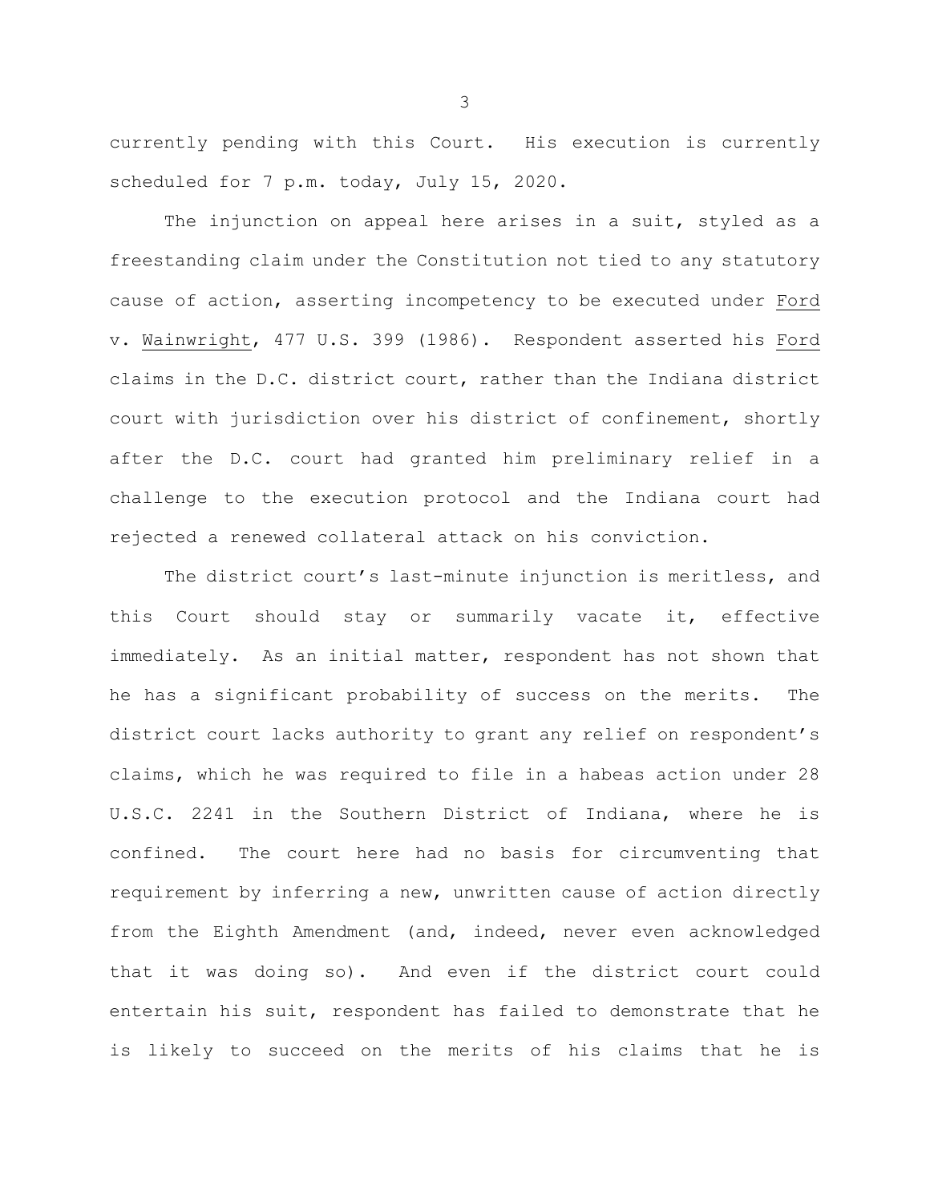currently pending with this Court. His execution is currently scheduled for 7 p.m. today, July 15, 2020.

The injunction on appeal here arises in a suit, styled as a freestanding claim under the Constitution not tied to any statutory cause of action, asserting incompetency to be executed under Ford v. Wainwright, 477 U.S. 399 (1986). Respondent asserted his Ford claims in the D.C. district court, rather than the Indiana district court with jurisdiction over his district of confinement, shortly after the D.C. court had granted him preliminary relief in a challenge to the execution protocol and the Indiana court had rejected a renewed collateral attack on his conviction.

The district court's last-minute injunction is meritless, and this Court should stay or summarily vacate it, effective immediately. As an initial matter, respondent has not shown that he has a significant probability of success on the merits. The district court lacks authority to grant any relief on respondent's claims, which he was required to file in a habeas action under 28 U.S.C. 2241 in the Southern District of Indiana, where he is confined. The court here had no basis for circumventing that requirement by inferring a new, unwritten cause of action directly from the Eighth Amendment (and, indeed, never even acknowledged that it was doing so). And even if the district court could entertain his suit, respondent has failed to demonstrate that he is likely to succeed on the merits of his claims that he is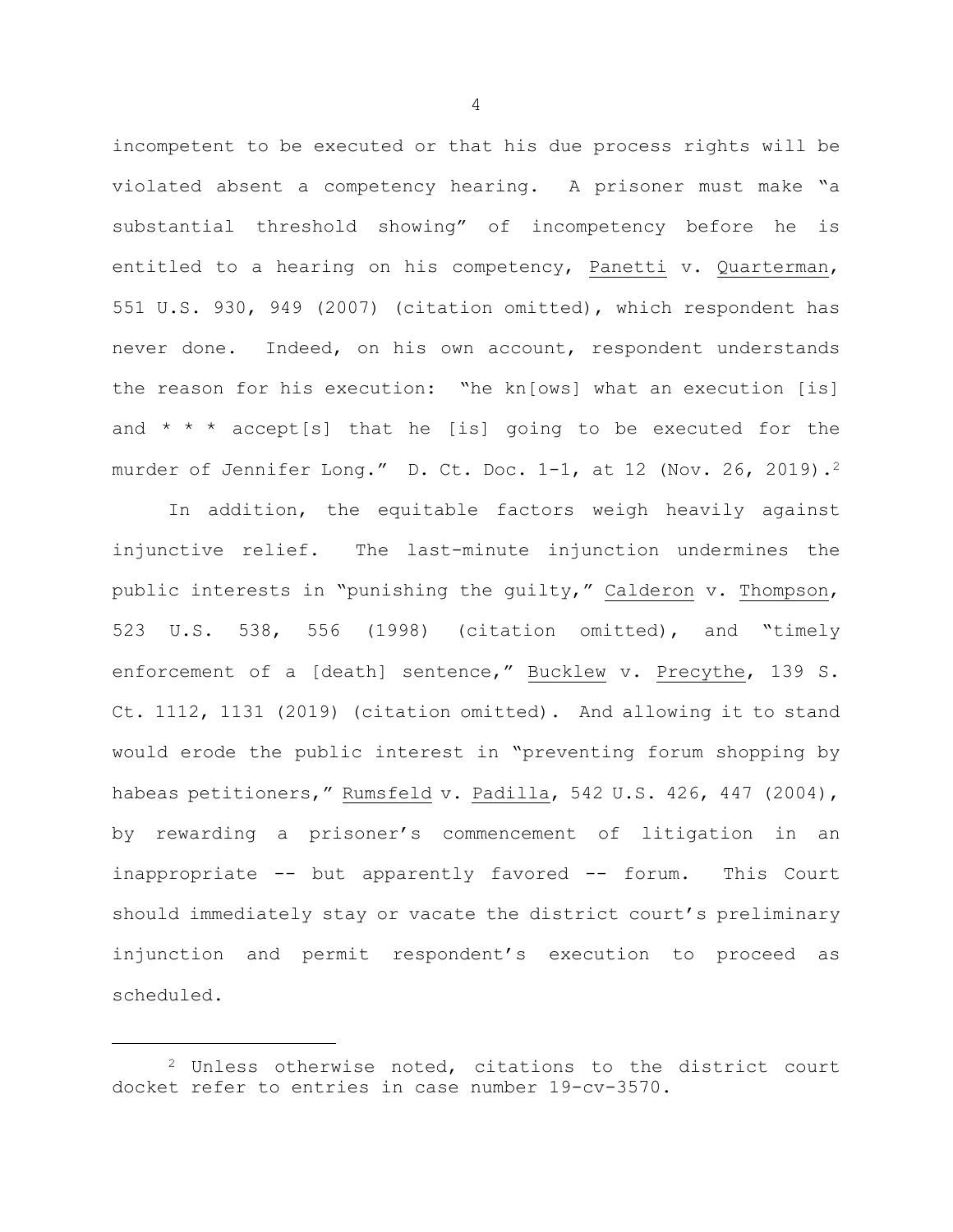incompetent to be executed or that his due process rights will be violated absent a competency hearing. A prisoner must make "a substantial threshold showing" of incompetency before he is entitled to a hearing on his competency, Panetti v. Quarterman, 551 U.S. 930, 949 (2007) (citation omitted), which respondent has never done. Indeed, on his own account, respondent understands the reason for his execution: "he kn[ows] what an execution [is] and * * * accept[s] that he [is] going to be executed for the murder of Jennifer Long." D. Ct. Doc. 1-1, at 12 (Nov. 26, 2019).[2]

In addition, the equitable factors weigh heavily against injunctive relief. The last-minute injunction undermines the public interests in "punishing the guilty," Calderon v. Thompson, 523 U.S. 538, 556 (1998) (citation omitted), and "timely enforcement of a [death] sentence," Bucklew v. Precythe, 139 S. Ct. 1112, 1131 (2019) (citation omitted). And allowing it to stand would erode the public interest in "preventing forum shopping by habeas petitioners," Rumsfeld v. Padilla, 542 U.S. 426, 447 (2004), by rewarding a prisoner's commencement of litigation in an inappropriate -- but apparently favored -- forum. This Court should immediately stay or vacate the district court's preliminary injunction and permit respondent's execution to proceed as scheduled.

---

[2] Unless otherwise noted, citations to the district court docket refer to entries in case number 19-cv-3570.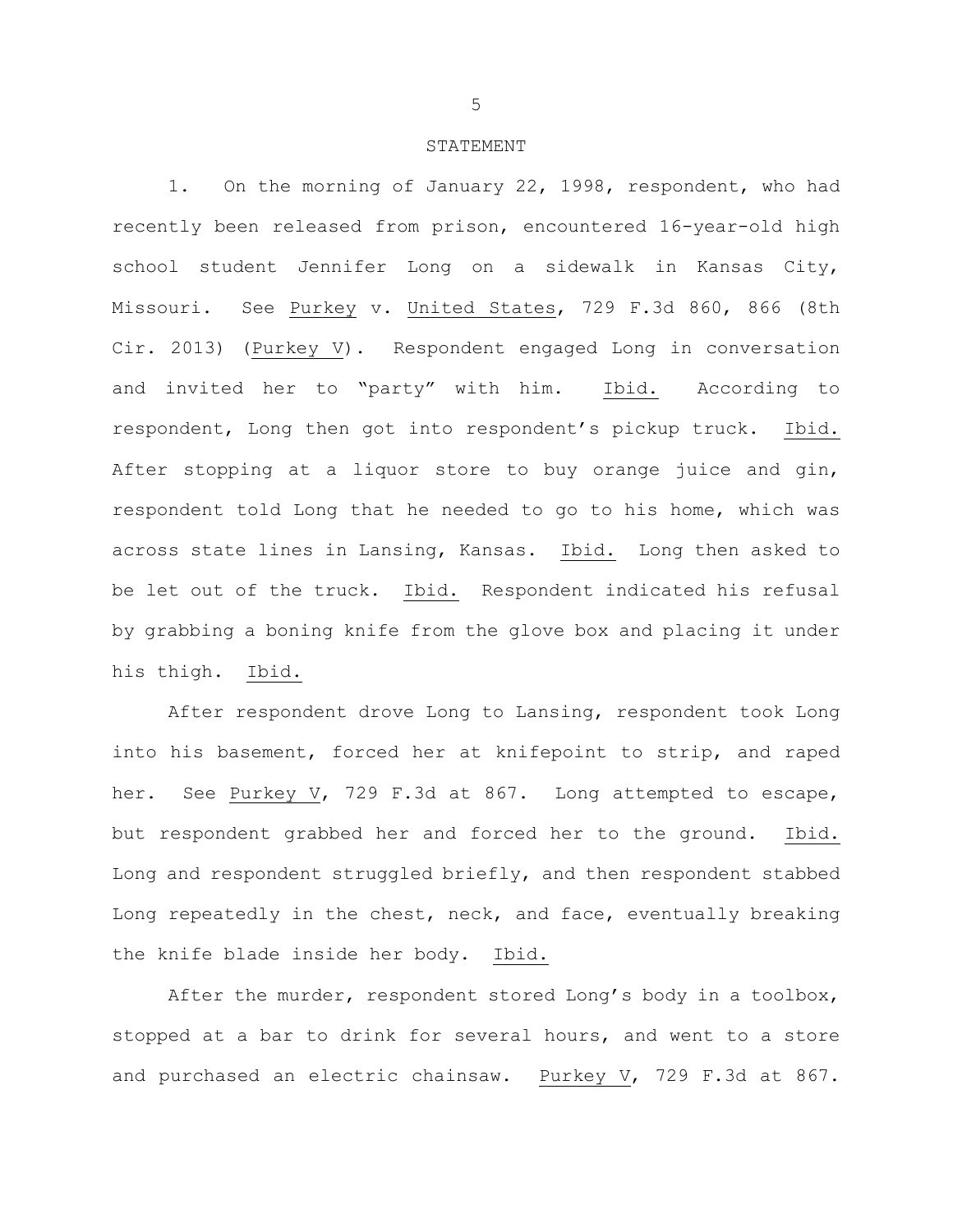## STATEMENT

1. On the morning of January 22, 1998, respondent, who had recently been released from prison, encountered 16-year-old high school student Jennifer Long on a sidewalk in Kansas City, Missouri. See Purkey v. United States, 729 F.3d 860, 866 (8th Cir. 2013) (Purkey V). Respondent engaged Long in conversation and invited her to "party" with him. Ibid. According to respondent, Long then got into respondent's pickup truck. Ibid. After stopping at a liquor store to buy orange juice and gin, respondent told Long that he needed to go to his home, which was across state lines in Lansing, Kansas. Ibid. Long then asked to be let out of the truck. Ibid. Respondent indicated his refusal by grabbing a boning knife from the glove box and placing it under his thigh. Ibid.

After respondent drove Long to Lansing, respondent took Long into his basement, forced her at knifepoint to strip, and raped her. See Purkey V, 729 F.3d at 867. Long attempted to escape, but respondent grabbed her and forced her to the ground. Ibid. Long and respondent struggled briefly, and then respondent stabbed Long repeatedly in the chest, neck, and face, eventually breaking the knife blade inside her body. Ibid.

After the murder, respondent stored Long's body in a toolbox, stopped at a bar to drink for several hours, and went to a store and purchased an electric chainsaw. Purkey V, 729 F.3d at 867.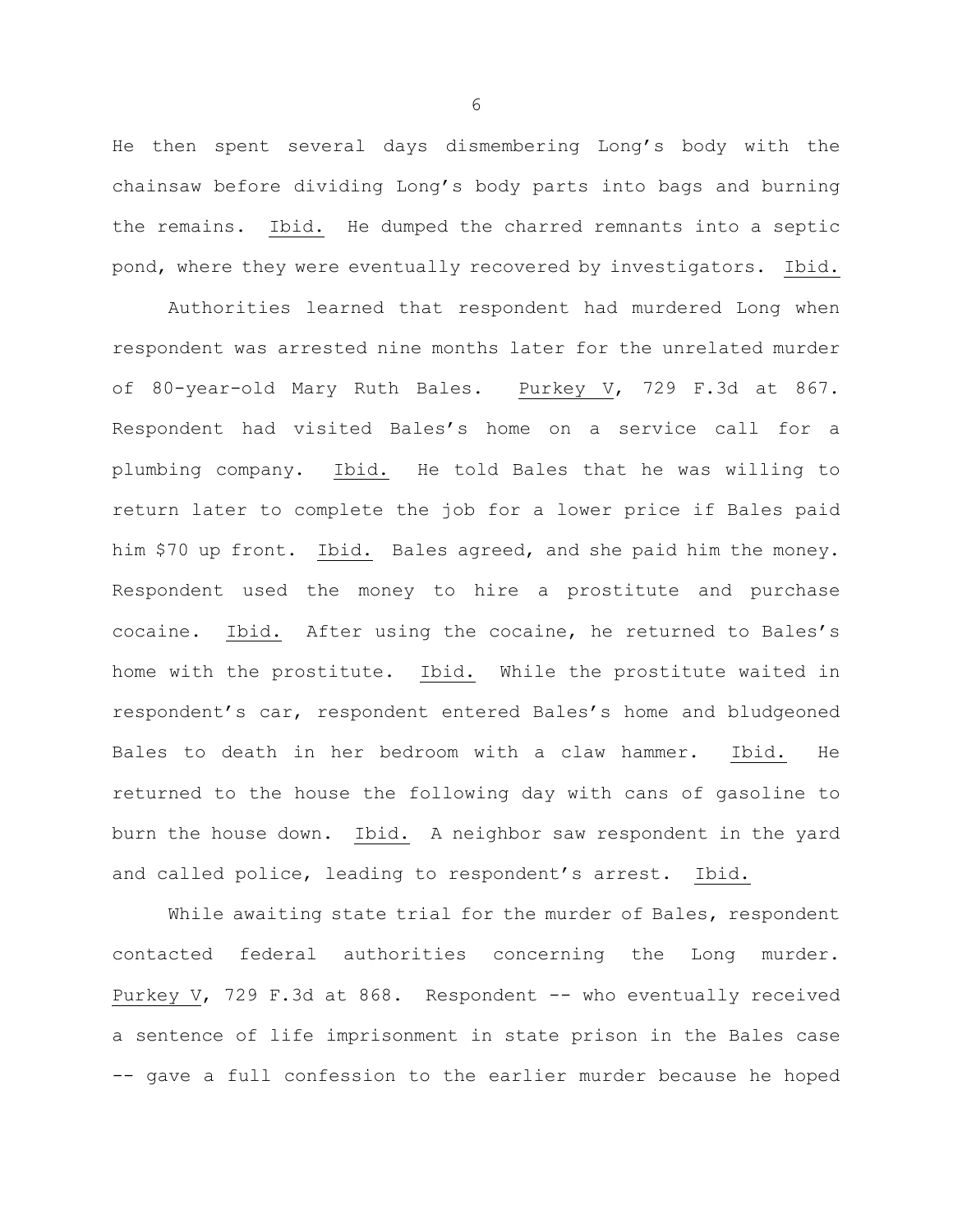He then spent several days dismembering Long's body with the chainsaw before dividing Long's body parts into bags and burning the remains. Ibid. He dumped the charred remnants into a septic pond, where they were eventually recovered by investigators. Ibid.

Authorities learned that respondent had murdered Long when respondent was arrested nine months later for the unrelated murder of 80-year-old Mary Ruth Bales. Purkey V, 729 F.3d at 867. Respondent had visited Bales's home on a service call for a plumbing company. Ibid. He told Bales that he was willing to return later to complete the job for a lower price if Bales paid him $70 up front. Ibid. Bales agreed, and she paid him the money. Respondent used the money to hire a prostitute and purchase cocaine. Ibid. After using the cocaine, he returned to Bales's home with the prostitute. Ibid. While the prostitute waited in respondent's car, respondent entered Bales's home and bludgeoned Bales to death in her bedroom with a claw hammer. Ibid. He returned to the house the following day with cans of gasoline to burn the house down. Ibid. A neighbor saw respondent in the yard and called police, leading to respondent's arrest. Ibid.

While awaiting state trial for the murder of Bales, respondent contacted federal authorities concerning the Long murder. Purkey V, 729 F.3d at 868. Respondent -- who eventually received a sentence of life imprisonment in state prison in the Bales case -- gave a full confession to the earlier murder because he hoped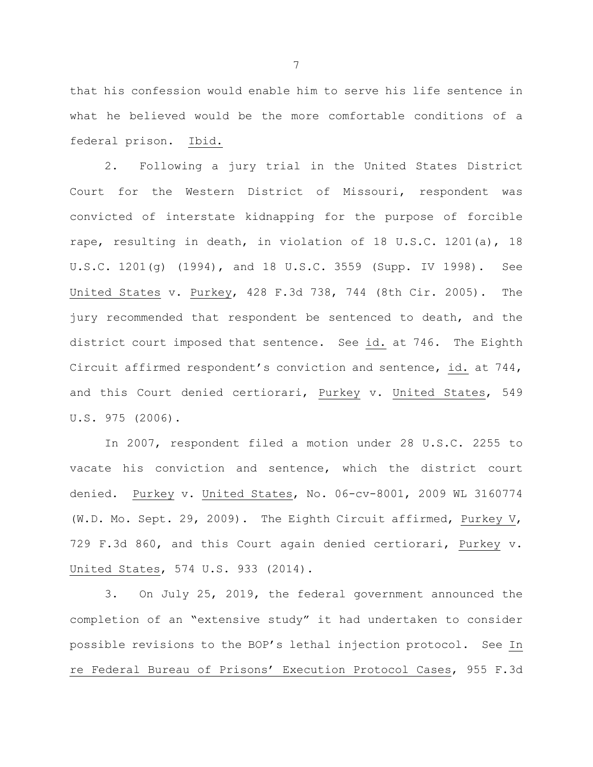that his confession would enable him to serve his life sentence in what he believed would be the more comfortable conditions of a federal prison. Ibid.

2. Following a jury trial in the United States District Court for the Western District of Missouri, respondent was convicted of interstate kidnapping for the purpose of forcible rape, resulting in death, in violation of 18 U.S.C. 1201(a), 18 U.S.C. 1201(g) (1994), and 18 U.S.C. 3559 (Supp. IV 1998). See United States v. Purkey, 428 F.3d 738, 744 (8th Cir. 2005). The jury recommended that respondent be sentenced to death, and the district court imposed that sentence. See id. at 746. The Eighth Circuit affirmed respondent's conviction and sentence, id. at 744, and this Court denied certiorari, Purkey v. United States, 549 U.S. 975 (2006).

In 2007, respondent filed a motion under 28 U.S.C. 2255 to vacate his conviction and sentence, which the district court denied. Purkey v. United States, No. 06-cv-8001, 2009 WL 3160774 (W.D. Mo. Sept. 29, 2009). The Eighth Circuit affirmed, Purkey V, 729 F.3d 860, and this Court again denied certiorari, Purkey v. United States, 574 U.S. 933 (2014).

3. On July 25, 2019, the federal government announced the completion of an "extensive study" it had undertaken to consider possible revisions to the BOP's lethal injection protocol. See In re Federal Bureau of Prisons' Execution Protocol Cases, 955 F.3d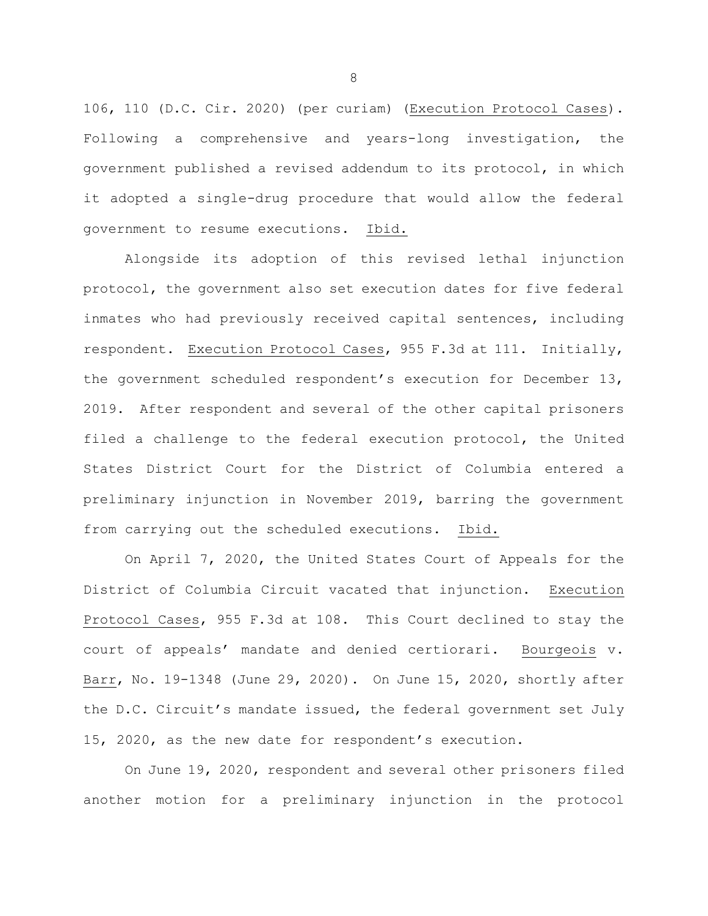106, 110 (D.C. Cir. 2020) (per curiam) (Execution Protocol Cases). Following a comprehensive and years-long investigation, the government published a revised addendum to its protocol, in which it adopted a single-drug procedure that would allow the federal government to resume executions. Ibid.

Alongside its adoption of this revised lethal injunction protocol, the government also set execution dates for five federal inmates who had previously received capital sentences, including respondent. Execution Protocol Cases, 955 F.3d at 111. Initially, the government scheduled respondent's execution for December 13, 2019. After respondent and several of the other capital prisoners filed a challenge to the federal execution protocol, the United States District Court for the District of Columbia entered a preliminary injunction in November 2019, barring the government from carrying out the scheduled executions. Ibid.

On April 7, 2020, the United States Court of Appeals for the District of Columbia Circuit vacated that injunction. Execution Protocol Cases, 955 F.3d at 108. This Court declined to stay the court of appeals' mandate and denied certiorari. Bourgeois v. Barr, No. 19-1348 (June 29, 2020). On June 15, 2020, shortly after the D.C. Circuit's mandate issued, the federal government set July 15, 2020, as the new date for respondent's execution.

On June 19, 2020, respondent and several other prisoners filed another motion for a preliminary injunction in the protocol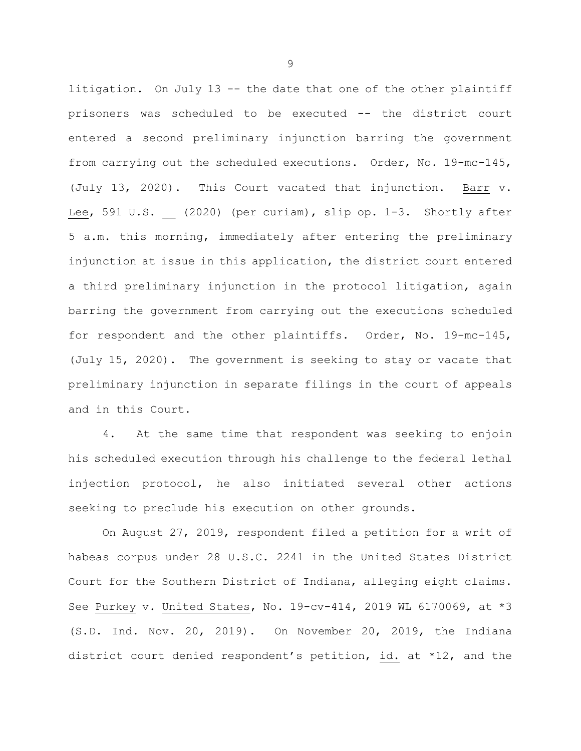litigation. On July 13 -- the date that one of the other plaintiff prisoners was scheduled to be executed -- the district court entered a second preliminary injunction barring the government from carrying out the scheduled executions. Order, No. 19-mc-145, (July 13, 2020). This Court vacated that injunction. Barr v. Lee, 591 U.S. __ (2020) (per curiam), slip op. 1-3. Shortly after 5 a.m. this morning, immediately after entering the preliminary injunction at issue in this application, the district court entered a third preliminary injunction in the protocol litigation, again barring the government from carrying out the executions scheduled for respondent and the other plaintiffs. Order, No. 19-mc-145, (July 15, 2020). The government is seeking to stay or vacate that preliminary injunction in separate filings in the court of appeals and in this Court.

4. At the same time that respondent was seeking to enjoin his scheduled execution through his challenge to the federal lethal injection protocol, he also initiated several other actions seeking to preclude his execution on other grounds.

On August 27, 2019, respondent filed a petition for a writ of habeas corpus under 28 U.S.C. 2241 in the United States District Court for the Southern District of Indiana, alleging eight claims. See Purkey v. United States, No. 19-cv-414, 2019 WL 6170069, at *3 (S.D. Ind. Nov. 20, 2019). On November 20, 2019, the Indiana district court denied respondent's petition, id. at *12, and the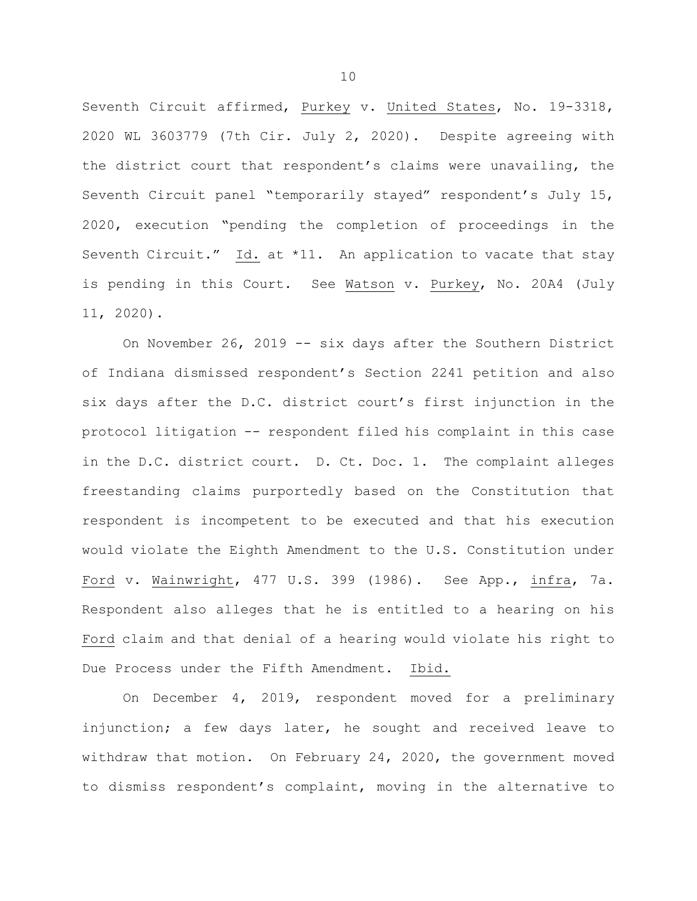Seventh Circuit affirmed, Purkey v. United States, No. 19-3318, 2020 WL 3603779 (7th Cir. July 2, 2020). Despite agreeing with the district court that respondent's claims were unavailing, the Seventh Circuit panel "temporarily stayed" respondent's July 15, 2020, execution "pending the completion of proceedings in the Seventh Circuit." Id. at *11. An application to vacate that stay is pending in this Court. See Watson v. Purkey, No. 20A4 (July 11, 2020).

On November 26, 2019 -- six days after the Southern District of Indiana dismissed respondent's Section 2241 petition and also six days after the D.C. district court's first injunction in the protocol litigation -- respondent filed his complaint in this case in the D.C. district court. D. Ct. Doc. 1. The complaint alleges freestanding claims purportedly based on the Constitution that respondent is incompetent to be executed and that his execution would violate the Eighth Amendment to the U.S. Constitution under Ford v. Wainwright, 477 U.S. 399 (1986). See App., infra, 7a. Respondent also alleges that he is entitled to a hearing on his Ford claim and that denial of a hearing would violate his right to Due Process under the Fifth Amendment. Ibid.

On December 4, 2019, respondent moved for a preliminary injunction; a few days later, he sought and received leave to withdraw that motion. On February 24, 2020, the government moved to dismiss respondent's complaint, moving in the alternative to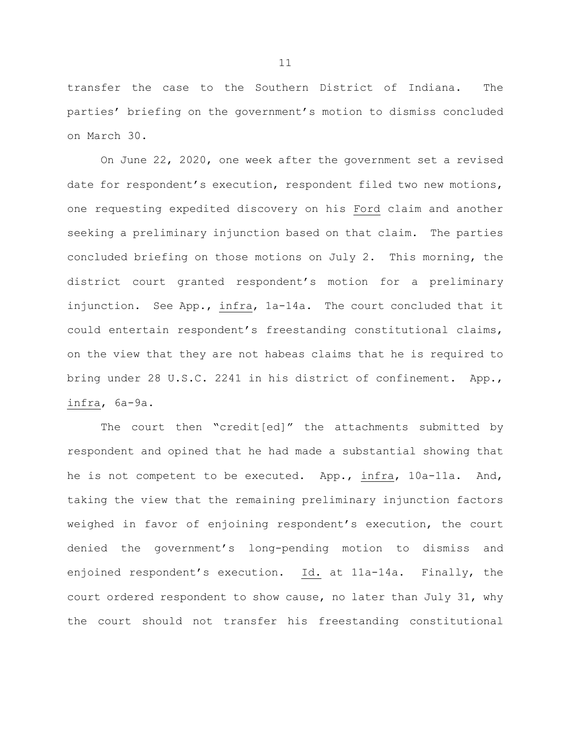transfer the case to the Southern District of Indiana. The parties' briefing on the government's motion to dismiss concluded on March 30.

On June 22, 2020, one week after the government set a revised date for respondent's execution, respondent filed two new motions, one requesting expedited discovery on his Ford claim and another seeking a preliminary injunction based on that claim. The parties concluded briefing on those motions on July 2. This morning, the district court granted respondent's motion for a preliminary injunction. See App., infra, 1a-14a. The court concluded that it could entertain respondent's freestanding constitutional claims, on the view that they are not habeas claims that he is required to bring under 28 U.S.C. 2241 in his district of confinement. App., infra, 6a-9a.

The court then "credit[ed]" the attachments submitted by respondent and opined that he had made a substantial showing that he is not competent to be executed. App., infra, 10a-11a. And, taking the view that the remaining preliminary injunction factors weighed in favor of enjoining respondent's execution, the court denied the government's long-pending motion to dismiss and enjoined respondent's execution. Id. at 11a-14a. Finally, the court ordered respondent to show cause, no later than July 31, why the court should not transfer his freestanding constitutional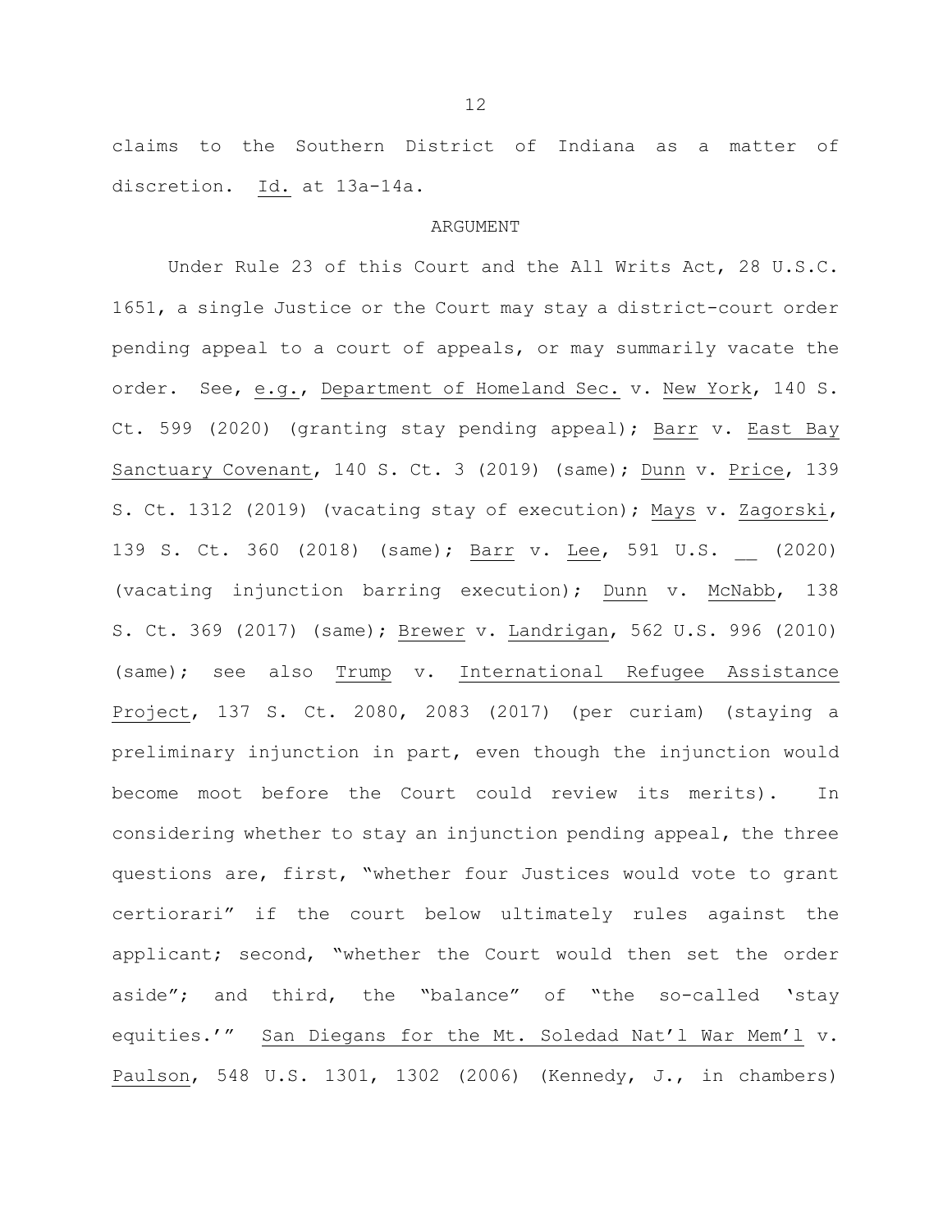claims to the Southern District of Indiana as a matter of discretion. Id. at 13a-14a.

## ARGUMENT

Under Rule 23 of this Court and the All Writs Act, 28 U.S.C. 1651, a single Justice or the Court may stay a district-court order pending appeal to a court of appeals, or may summarily vacate the order. See, e.g., Department of Homeland Sec. v. New York, 140 S. Ct. 599 (2020) (granting stay pending appeal); Barr v. East Bay Sanctuary Covenant, 140 S. Ct. 3 (2019) (same); Dunn v. Price, 139 S. Ct. 1312 (2019) (vacating stay of execution); Mays v. Zagorski, 139 S. Ct. 360 (2018) (same); Barr v. Lee, 591 U.S. __ (2020) (vacating injunction barring execution); Dunn v. McNabb, 138 S. Ct. 369 (2017) (same); Brewer v. Landrigan, 562 U.S. 996 (2010) (same); see also Trump v. International Refugee Assistance Project, 137 S. Ct. 2080, 2083 (2017) (per curiam) (staying a preliminary injunction in part, even though the injunction would become moot before the Court could review its merits). In considering whether to stay an injunction pending appeal, the three questions are, first, "whether four Justices would vote to grant certiorari" if the court below ultimately rules against the applicant; second, "whether the Court would then set the order aside"; and third, the "balance" of "the so-called 'stay equities.'" San Diegans for the Mt. Soledad Nat'l War Mem'l v. Paulson, 548 U.S. 1301, 1302 (2006) (Kennedy, J., in chambers)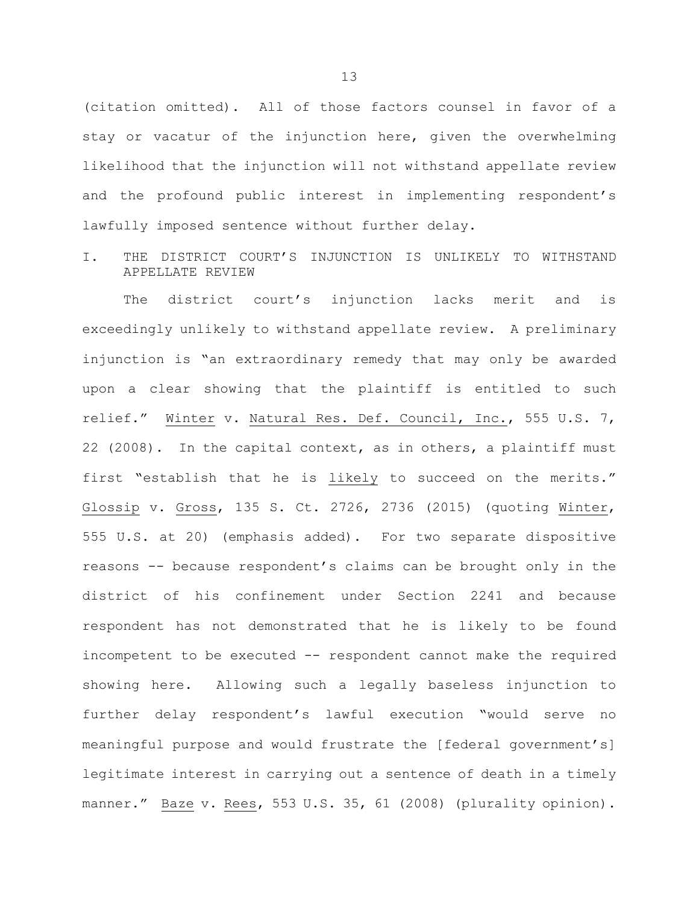(citation omitted). All of those factors counsel in favor of a stay or vacatur of the injunction here, given the overwhelming likelihood that the injunction will not withstand appellate review and the profound public interest in implementing respondent's lawfully imposed sentence without further delay.

## I. THE DISTRICT COURT'S INJUNCTION IS UNLIKELY TO WITHSTAND APPELLATE REVIEW

The district court's injunction lacks merit and is exceedingly unlikely to withstand appellate review. A preliminary injunction is "an extraordinary remedy that may only be awarded upon a clear showing that the plaintiff is entitled to such relief." Winter v. Natural Res. Def. Council, Inc., 555 U.S. 7, 22 (2008). In the capital context, as in others, a plaintiff must first "establish that he is likely to succeed on the merits." Glossip v. Gross, 135 S. Ct. 2726, 2736 (2015) (quoting Winter, 555 U.S. at 20) (emphasis added). For two separate dispositive reasons -- because respondent's claims can be brought only in the district of his confinement under Section 2241 and because respondent has not demonstrated that he is likely to be found incompetent to be executed -- respondent cannot make the required showing here. Allowing such a legally baseless injunction to further delay respondent's lawful execution "would serve no meaningful purpose and would frustrate the [federal government's] legitimate interest in carrying out a sentence of death in a timely manner." Baze v. Rees, 553 U.S. 35, 61 (2008) (plurality opinion).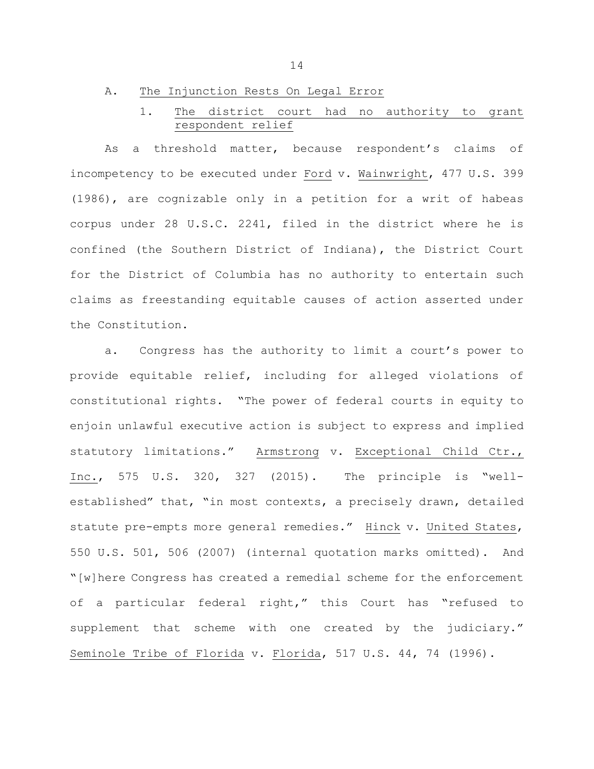### A. The Injunction Rests On Legal Error

#### 1. The district court had no authority to grant respondent relief

As a threshold matter, because respondent's claims of incompetency to be executed under Ford v. Wainwright, 477 U.S. 399 (1986), are cognizable only in a petition for a writ of habeas corpus under 28 U.S.C. 2241, filed in the district where he is confined (the Southern District of Indiana), the District Court for the District of Columbia has no authority to entertain such claims as freestanding equitable causes of action asserted under the Constitution.

a. Congress has the authority to limit a court's power to provide equitable relief, including for alleged violations of constitutional rights. "The power of federal courts in equity to enjoin unlawful executive action is subject to express and implied statutory limitations." Armstrong v. Exceptional Child Ctr., Inc., 575 U.S. 320, 327 (2015). The principle is "well-established" that, "in most contexts, a precisely drawn, detailed statute pre-empts more general remedies." Hinck v. United States, 550 U.S. 501, 506 (2007) (internal quotation marks omitted). And "[w]here Congress has created a remedial scheme for the enforcement of a particular federal right," this Court has "refused to supplement that scheme with one created by the judiciary." Seminole Tribe of Florida v. Florida, 517 U.S. 44, 74 (1996).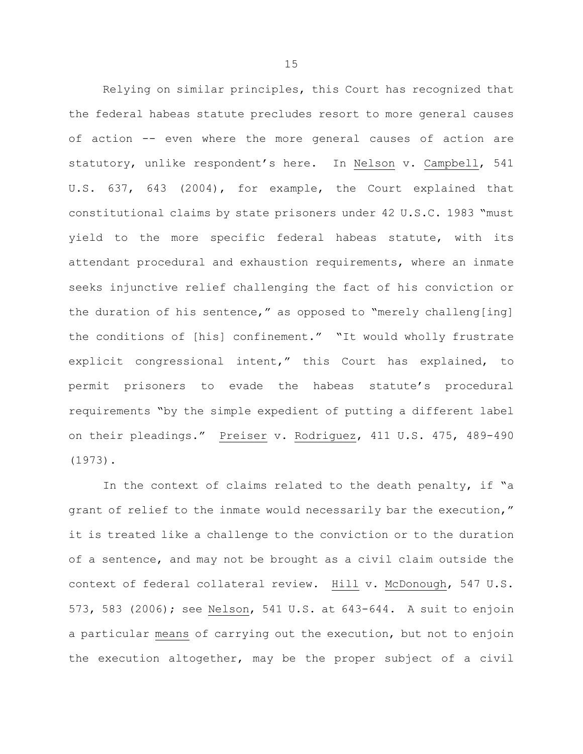Relying on similar principles, this Court has recognized that the federal habeas statute precludes resort to more general causes of action -- even where the more general causes of action are statutory, unlike respondent's here. In Nelson v. Campbell, 541 U.S. 637, 643 (2004), for example, the Court explained that constitutional claims by state prisoners under 42 U.S.C. 1983 "must yield to the more specific federal habeas statute, with its attendant procedural and exhaustion requirements, where an inmate seeks injunctive relief challenging the fact of his conviction or the duration of his sentence," as opposed to "merely challeng[ing] the conditions of [his] confinement." "It would wholly frustrate explicit congressional intent," this Court has explained, to permit prisoners to evade the habeas statute's procedural requirements "by the simple expedient of putting a different label on their pleadings." Preiser v. Rodriguez, 411 U.S. 475, 489-490 (1973).

In the context of claims related to the death penalty, if "a grant of relief to the inmate would necessarily bar the execution," it is treated like a challenge to the conviction or to the duration of a sentence, and may not be brought as a civil claim outside the context of federal collateral review. Hill v. McDonough, 547 U.S. 573, 583 (2006); see Nelson, 541 U.S. at 643-644. A suit to enjoin a particular means of carrying out the execution, but not to enjoin the execution altogether, may be the proper subject of a civil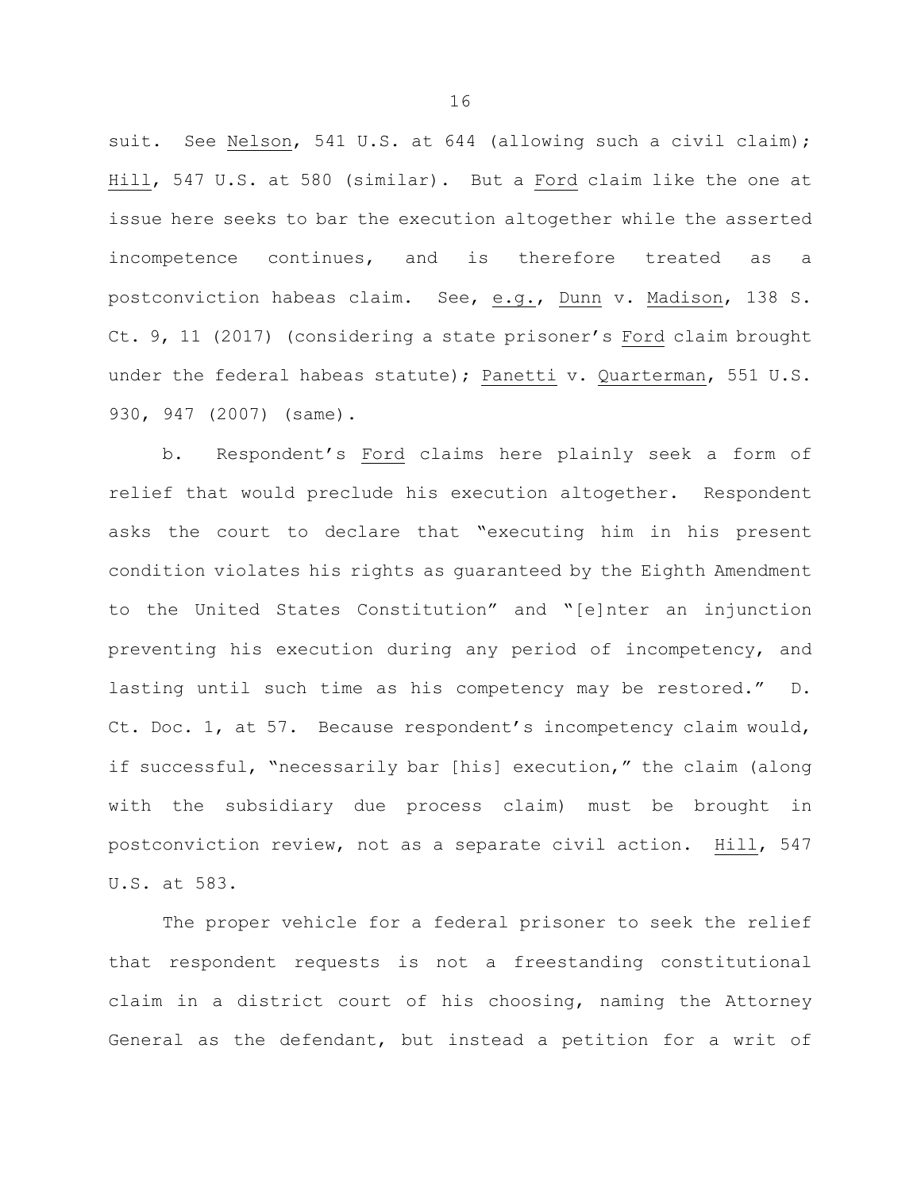suit. See Nelson, 541 U.S. at 644 (allowing such a civil claim); Hill, 547 U.S. at 580 (similar). But a Ford claim like the one at issue here seeks to bar the execution altogether while the asserted incompetence continues, and is therefore treated as a postconviction habeas claim. See, e.g., Dunn v. Madison, 138 S. Ct. 9, 11 (2017) (considering a state prisoner's Ford claim brought under the federal habeas statute); Panetti v. Quarterman, 551 U.S. 930, 947 (2007) (same).

b. Respondent's Ford claims here plainly seek a form of relief that would preclude his execution altogether. Respondent asks the court to declare that "executing him in his present condition violates his rights as guaranteed by the Eighth Amendment to the United States Constitution" and "[e]nter an injunction preventing his execution during any period of incompetency, and lasting until such time as his competency may be restored." D. Ct. Doc. 1, at 57. Because respondent's incompetency claim would, if successful, "necessarily bar [his] execution," the claim (along with the subsidiary due process claim) must be brought in postconviction review, not as a separate civil action. Hill, 547 U.S. at 583.

The proper vehicle for a federal prisoner to seek the relief that respondent requests is not a freestanding constitutional claim in a district court of his choosing, naming the Attorney General as the defendant, but instead a petition for a writ of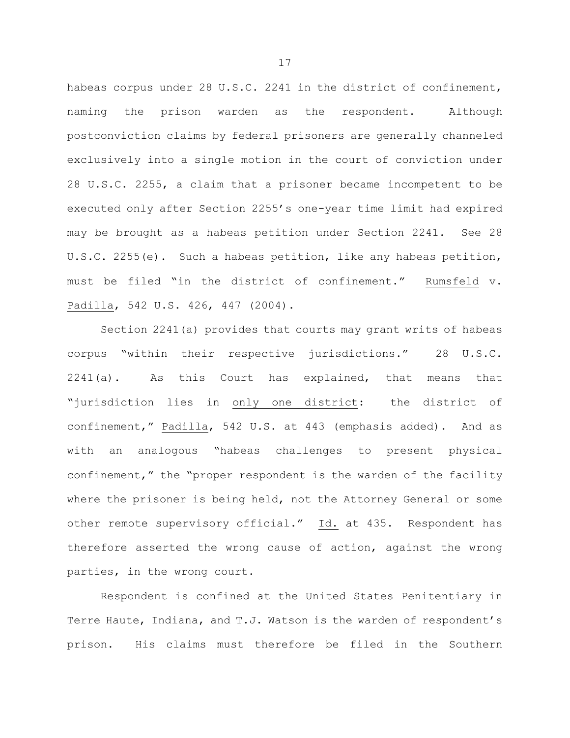habeas corpus under 28 U.S.C. 2241 in the district of confinement, naming the prison warden as the respondent. Although postconviction claims by federal prisoners are generally channeled exclusively into a single motion in the court of conviction under 28 U.S.C. 2255, a claim that a prisoner became incompetent to be executed only after Section 2255's one-year time limit had expired may be brought as a habeas petition under Section 2241. See 28 U.S.C. 2255(e). Such a habeas petition, like any habeas petition, must be filed "in the district of confinement." Rumsfeld v. Padilla, 542 U.S. 426, 447 (2004).

Section 2241(a) provides that courts may grant writs of habeas corpus "within their respective jurisdictions." 28 U.S.C. 2241(a). As this Court has explained, that means that "jurisdiction lies in only one district: the district of confinement," Padilla, 542 U.S. at 443 (emphasis added). And as with an analogous "habeas challenges to present physical confinement," the "proper respondent is the warden of the facility where the prisoner is being held, not the Attorney General or some other remote supervisory official." Id. at 435. Respondent has therefore asserted the wrong cause of action, against the wrong parties, in the wrong court.

Respondent is confined at the United States Penitentiary in Terre Haute, Indiana, and T.J. Watson is the warden of respondent's prison. His claims must therefore be filed in the Southern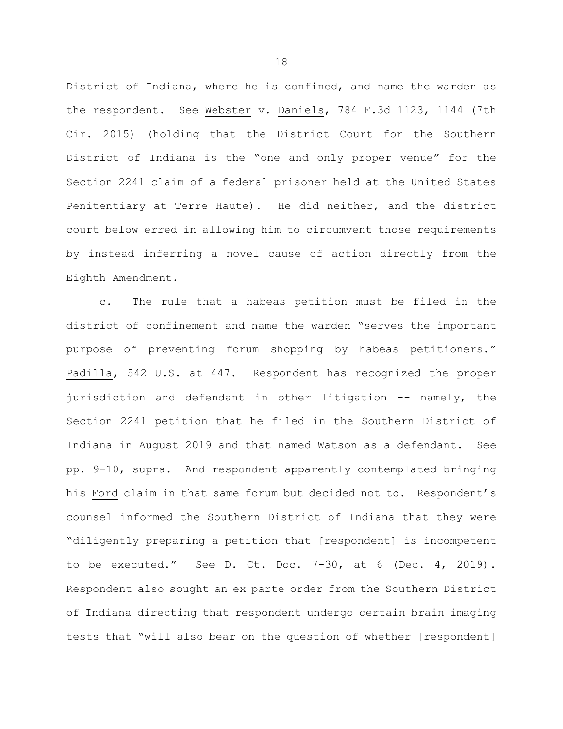District of Indiana, where he is confined, and name the warden as the respondent. See Webster v. Daniels, 784 F.3d 1123, 1144 (7th Cir. 2015) (holding that the District Court for the Southern District of Indiana is the "one and only proper venue" for the Section 2241 claim of a federal prisoner held at the United States Penitentiary at Terre Haute). He did neither, and the district court below erred in allowing him to circumvent those requirements by instead inferring a novel cause of action directly from the Eighth Amendment.

c. The rule that a habeas petition must be filed in the district of confinement and name the warden "serves the important purpose of preventing forum shopping by habeas petitioners." Padilla, 542 U.S. at 447. Respondent has recognized the proper jurisdiction and defendant in other litigation -- namely, the Section 2241 petition that he filed in the Southern District of Indiana in August 2019 and that named Watson as a defendant. See pp. 9-10, supra. And respondent apparently contemplated bringing his Ford claim in that same forum but decided not to. Respondent's counsel informed the Southern District of Indiana that they were "diligently preparing a petition that [respondent] is incompetent to be executed." See D. Ct. Doc. 7-30, at 6 (Dec. 4, 2019). Respondent also sought an ex parte order from the Southern District of Indiana directing that respondent undergo certain brain imaging tests that "will also bear on the question of whether [respondent]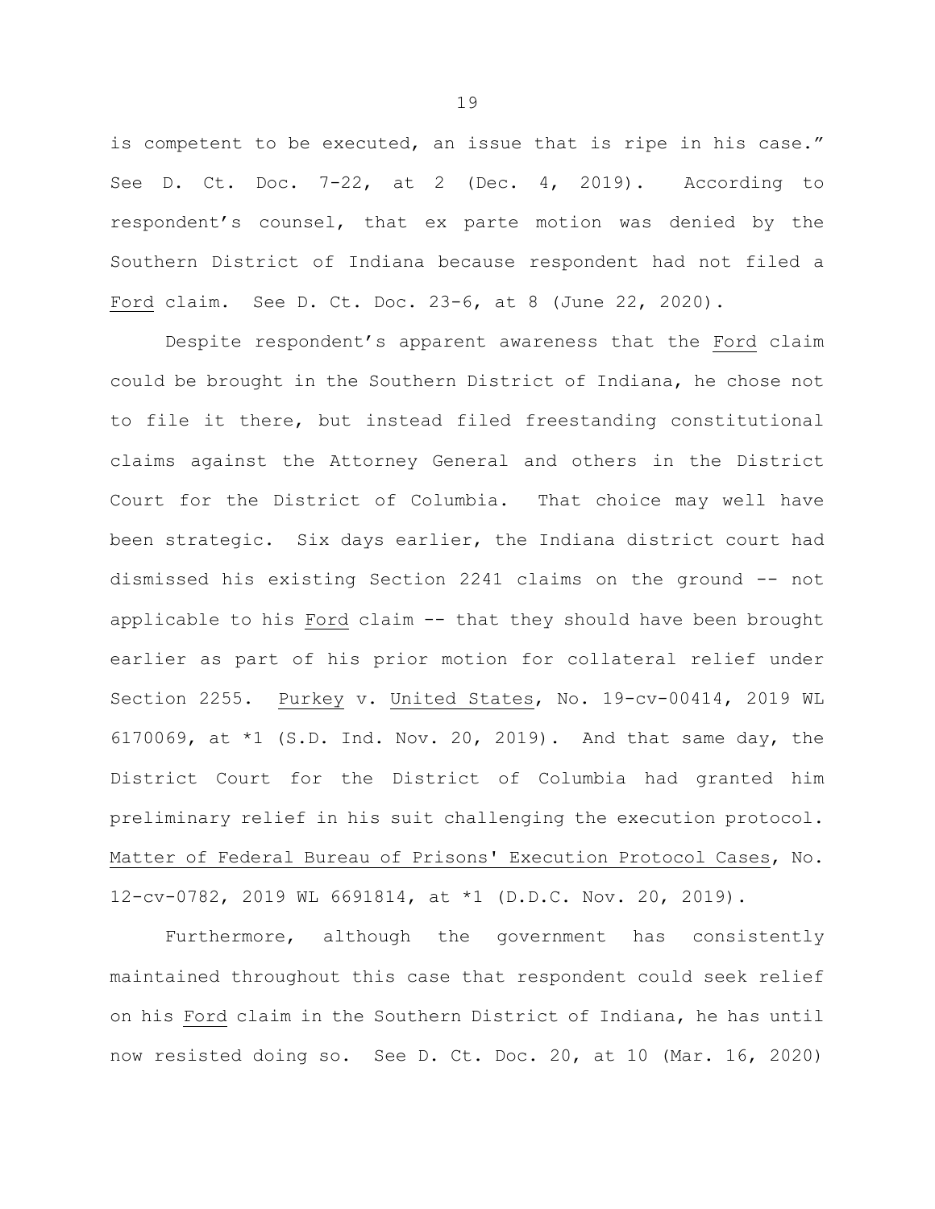is competent to be executed, an issue that is ripe in his case." See D. Ct. Doc. 7-22, at 2 (Dec. 4, 2019). According to respondent's counsel, that ex parte motion was denied by the Southern District of Indiana because respondent had not filed a Ford claim. See D. Ct. Doc. 23-6, at 8 (June 22, 2020).

Despite respondent's apparent awareness that the Ford claim could be brought in the Southern District of Indiana, he chose not to file it there, but instead filed freestanding constitutional claims against the Attorney General and others in the District Court for the District of Columbia. That choice may well have been strategic. Six days earlier, the Indiana district court had dismissed his existing Section 2241 claims on the ground -- not applicable to his Ford claim -- that they should have been brought earlier as part of his prior motion for collateral relief under Section 2255. Purkey v. United States, No. 19-cv-00414, 2019 WL 6170069, at *1 (S.D. Ind. Nov. 20, 2019). And that same day, the District Court for the District of Columbia had granted him preliminary relief in his suit challenging the execution protocol. Matter of Federal Bureau of Prisons' Execution Protocol Cases, No. 12-cv-0782, 2019 WL 6691814, at *1 (D.D.C. Nov. 20, 2019).

Furthermore, although the government has consistently maintained throughout this case that respondent could seek relief on his Ford claim in the Southern District of Indiana, he has until now resisted doing so. See D. Ct. Doc. 20, at 10 (Mar. 16, 2020)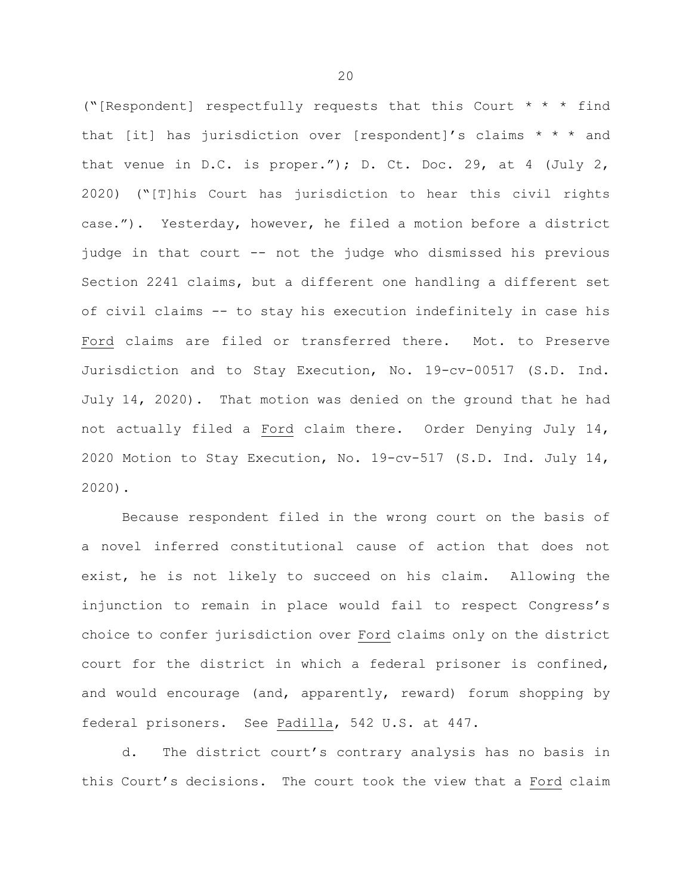("[Respondent] respectfully requests that this Court * * * find that [it] has jurisdiction over [respondent]'s claims * * * and that venue in D.C. is proper."); D. Ct. Doc. 29, at 4 (July 2, 2020) ("[T]his Court has jurisdiction to hear this civil rights case."). Yesterday, however, he filed a motion before a district judge in that court -- not the judge who dismissed his previous Section 2241 claims, but a different one handling a different set of civil claims -- to stay his execution indefinitely in case his Ford claims are filed or transferred there. Mot. to Preserve Jurisdiction and to Stay Execution, No. 19-cv-00517 (S.D. Ind. July 14, 2020). That motion was denied on the ground that he had not actually filed a Ford claim there. Order Denying July 14, 2020 Motion to Stay Execution, No. 19-cv-517 (S.D. Ind. July 14, 2020).

Because respondent filed in the wrong court on the basis of a novel inferred constitutional cause of action that does not exist, he is not likely to succeed on his claim. Allowing the injunction to remain in place would fail to respect Congress's choice to confer jurisdiction over Ford claims only on the district court for the district in which a federal prisoner is confined, and would encourage (and, apparently, reward) forum shopping by federal prisoners. See Padilla, 542 U.S. at 447.

d. The district court's contrary analysis has no basis in this Court's decisions. The court took the view that a Ford claim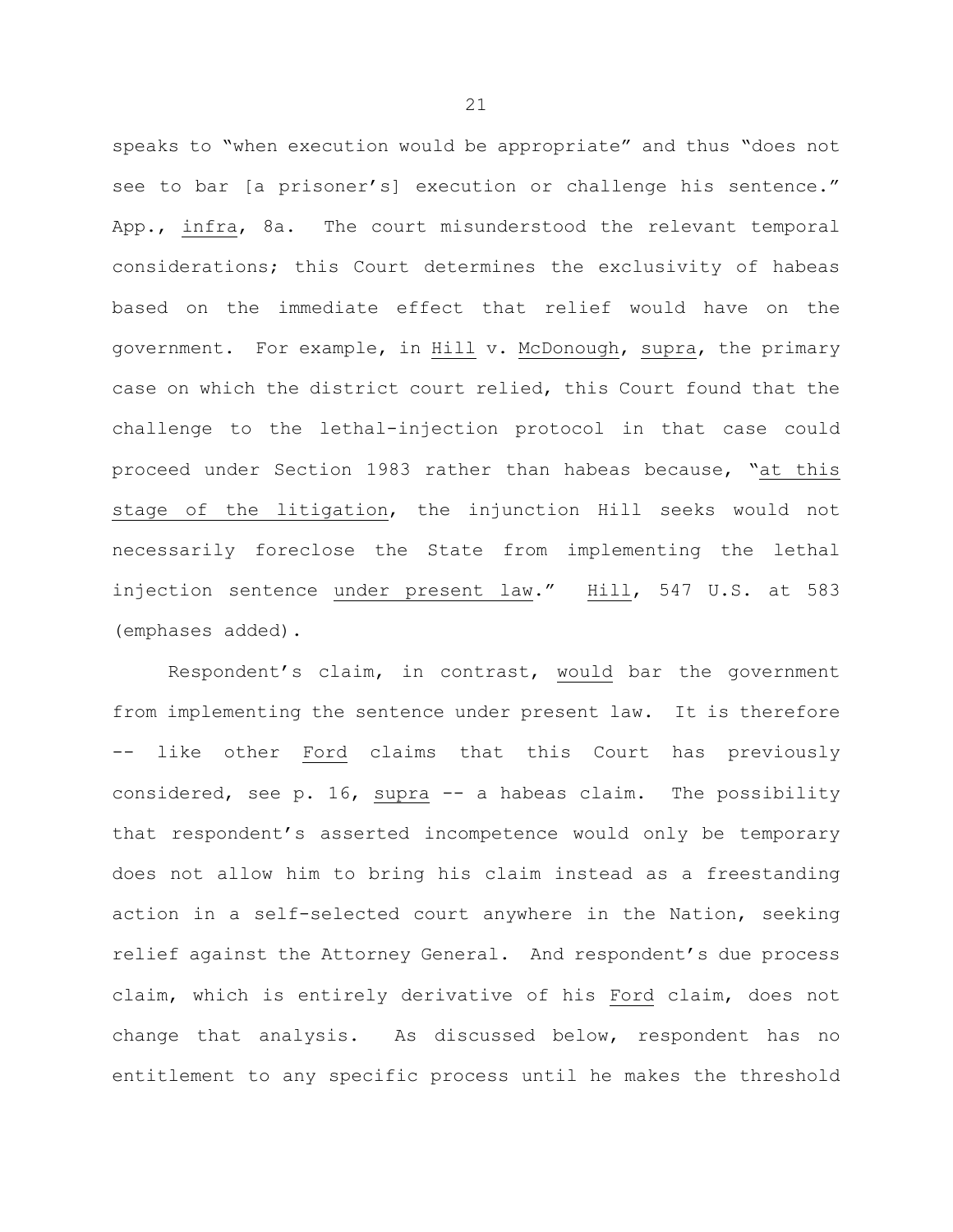speaks to "when execution would be appropriate" and thus "does not see to bar [a prisoner's] execution or challenge his sentence." App., _infra_, 8a. The court misunderstood the relevant temporal considerations; this Court determines the exclusivity of habeas based on the immediate effect that relief would have on the government. For example, in _Hill_ v. _McDonough_, _supra_, the primary case on which the district court relied, this Court found that the challenge to the lethal-injection protocol in that case could proceed under Section 1983 rather than habeas because, "_at this stage of the litigation_, the injunction Hill seeks would not necessarily foreclose the State from implementing the lethal injection sentence _under present law_." _Hill_, 547 U.S. at 583 (emphases added).

Respondent's claim, in contrast, _would_ bar the government from implementing the sentence under present law. It is therefore -- like other _Ford_ claims that this Court has previously considered, see p. 16, _supra_ -- a habeas claim. The possibility that respondent's asserted incompetence would only be temporary does not allow him to bring his claim instead as a freestanding action in a self-selected court anywhere in the Nation, seeking relief against the Attorney General. And respondent's due process claim, which is entirely derivative of his _Ford_ claim, does not change that analysis. As discussed below, respondent has no entitlement to any specific process until he makes the threshold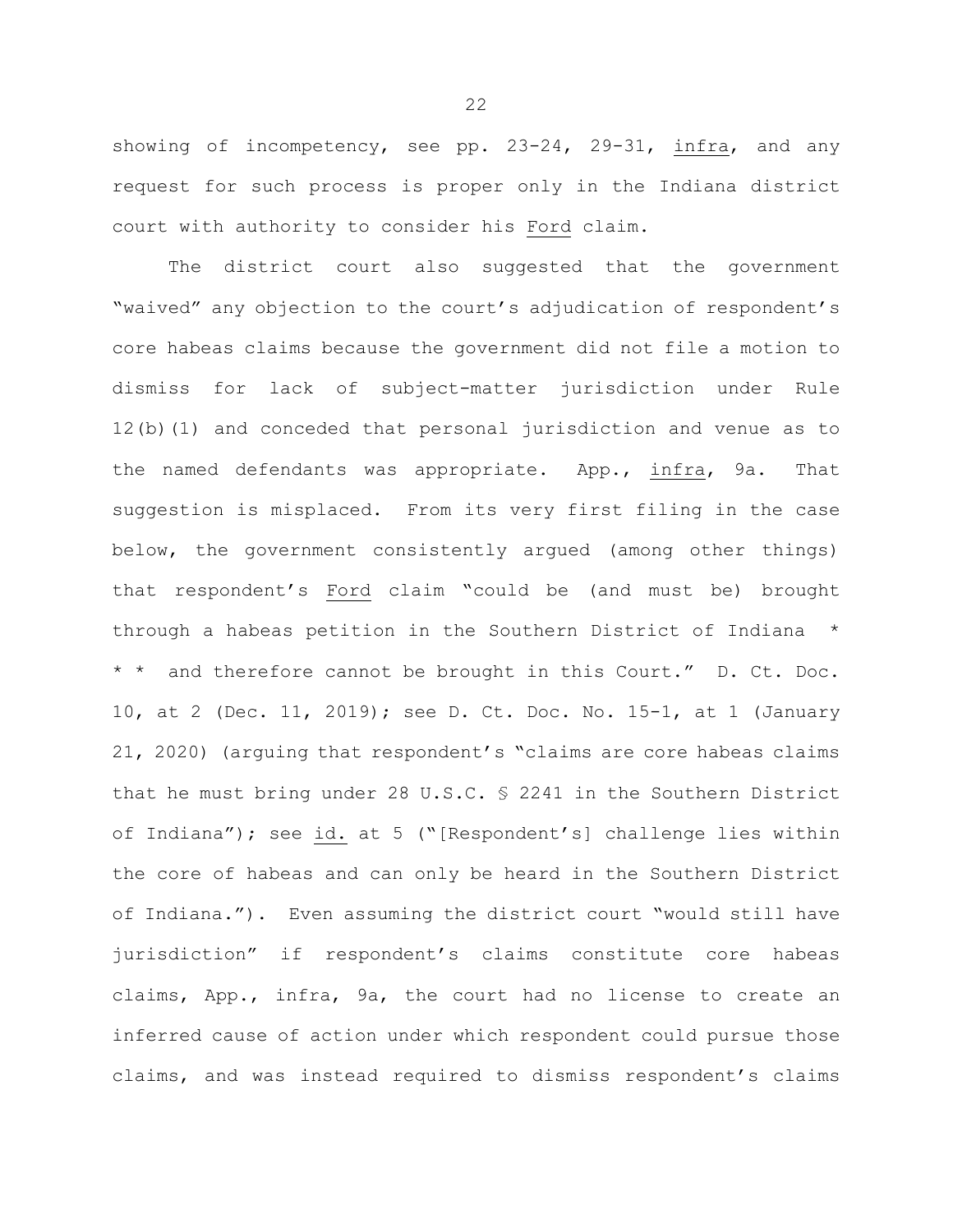showing of incompetency, see pp. 23-24, 29-31, infra, and any request for such process is proper only in the Indiana district court with authority to consider his Ford claim.

The district court also suggested that the government "waived" any objection to the court's adjudication of respondent's core habeas claims because the government did not file a motion to dismiss for lack of subject-matter jurisdiction under Rule 12(b)(1) and conceded that personal jurisdiction and venue as to the named defendants was appropriate. App., infra, 9a. That suggestion is misplaced. From its very first filing in the case below, the government consistently argued (among other things) that respondent's Ford claim "could be (and must be) brought through a habeas petition in the Southern District of Indiana * * * and therefore cannot be brought in this Court." D. Ct. Doc. 10, at 2 (Dec. 11, 2019); see D. Ct. Doc. No. 15-1, at 1 (January 21, 2020) (arguing that respondent's "claims are core habeas claims that he must bring under 28 U.S.C. § 2241 in the Southern District of Indiana"); see id. at 5 ("[Respondent's] challenge lies within the core of habeas and can only be heard in the Southern District of Indiana."). Even assuming the district court "would still have jurisdiction" if respondent's claims constitute core habeas claims, App., infra, 9a, the court had no license to create an inferred cause of action under which respondent could pursue those claims, and was instead required to dismiss respondent's claims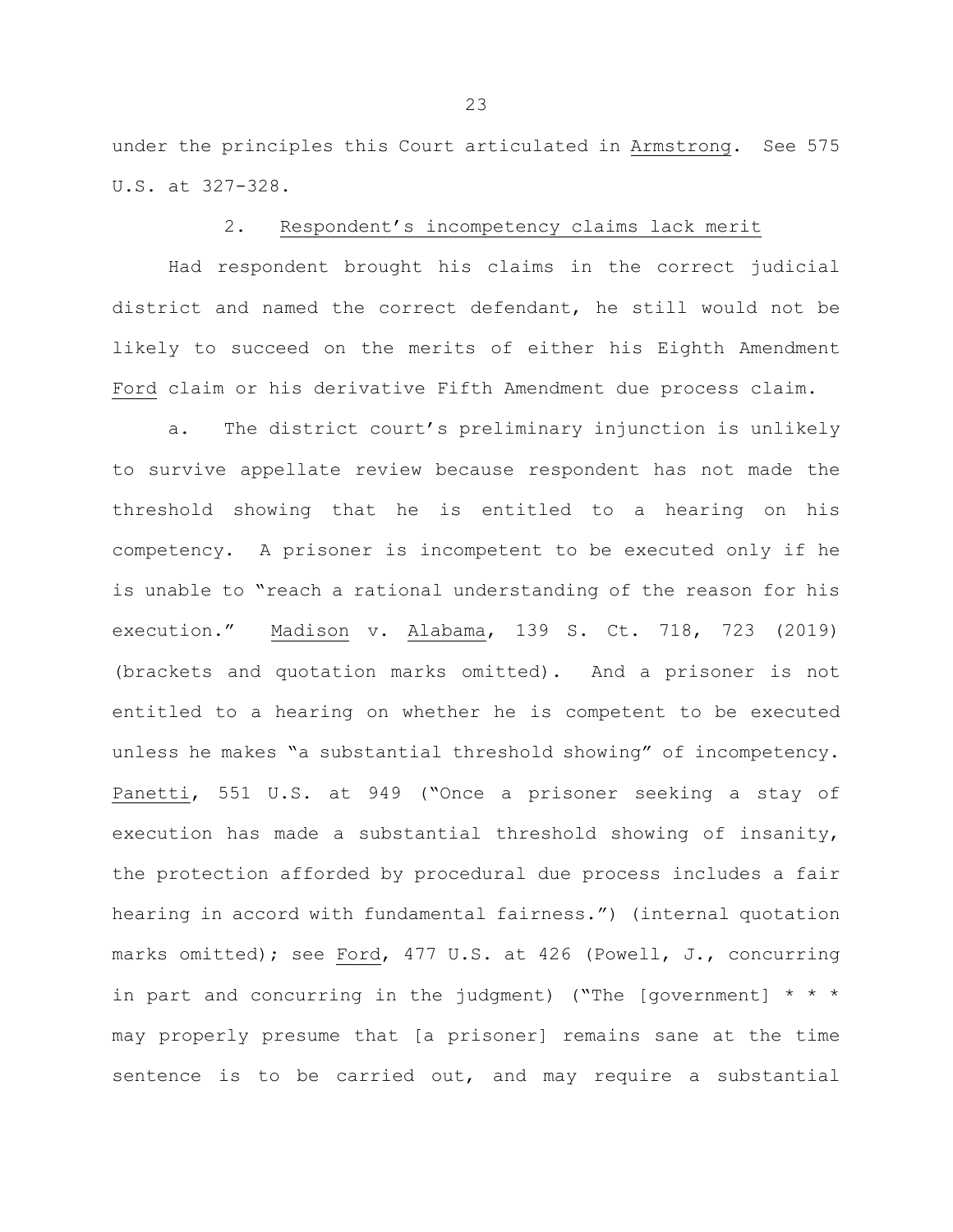under the principles this Court articulated in Armstrong. See 575 U.S. at 327-328.

2. Respondent's incompetency claims lack merit

Had respondent brought his claims in the correct judicial district and named the correct defendant, he still would not be likely to succeed on the merits of either his Eighth Amendment Ford claim or his derivative Fifth Amendment due process claim.

a. The district court's preliminary injunction is unlikely to survive appellate review because respondent has not made the threshold showing that he is entitled to a hearing on his competency. A prisoner is incompetent to be executed only if he is unable to "reach a rational understanding of the reason for his execution." Madison v. Alabama, 139 S. Ct. 718, 723 (2019) (brackets and quotation marks omitted). And a prisoner is not entitled to a hearing on whether he is competent to be executed unless he makes "a substantial threshold showing" of incompetency. Panetti, 551 U.S. at 949 ("Once a prisoner seeking a stay of execution has made a substantial threshold showing of insanity, the protection afforded by procedural due process includes a fair hearing in accord with fundamental fairness.") (internal quotation marks omitted); see Ford, 477 U.S. at 426 (Powell, J., concurring in part and concurring in the judgment) ("The [government] * * * may properly presume that [a prisoner] remains sane at the time sentence is to be carried out, and may require a substantial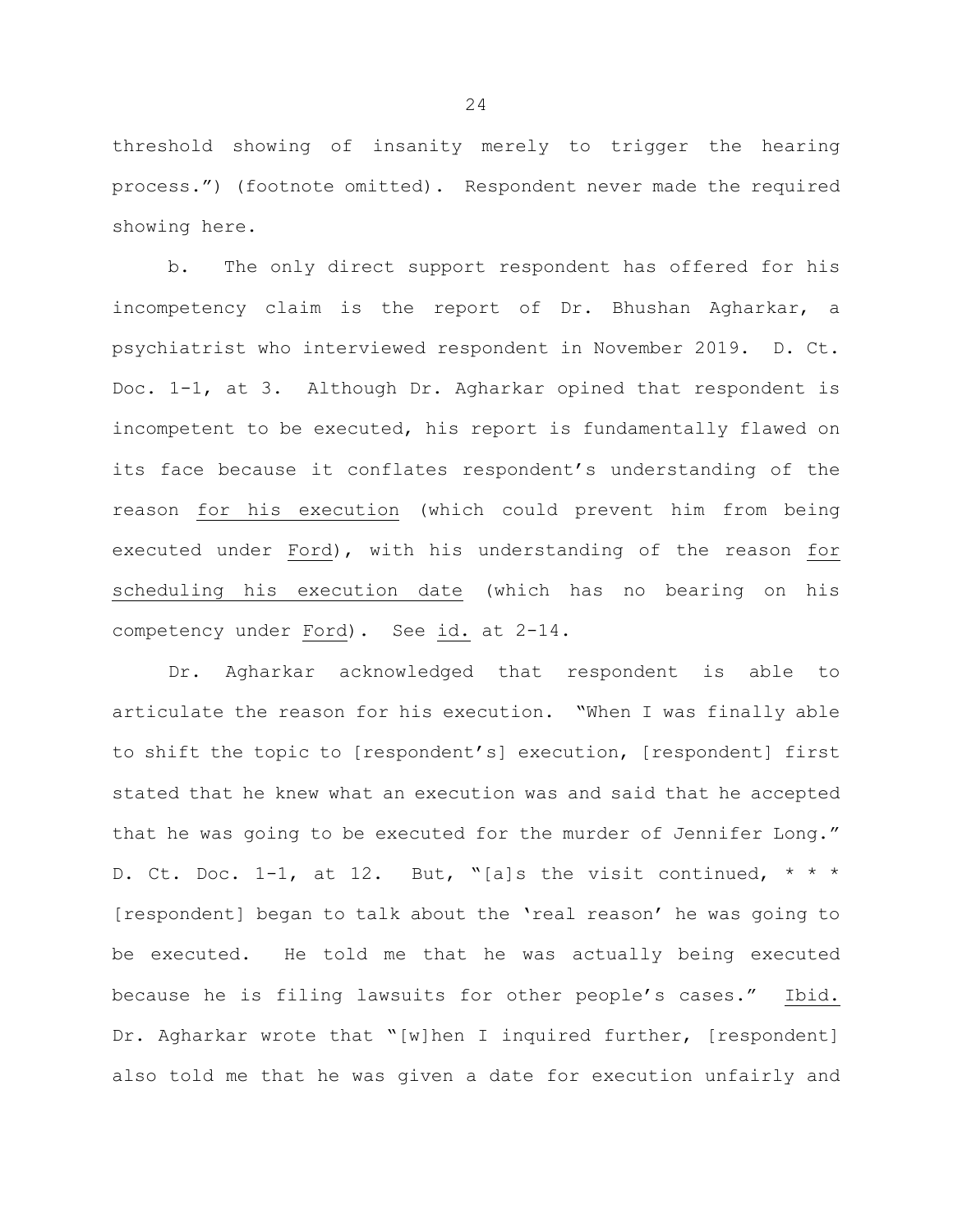threshold showing of insanity merely to trigger the hearing process.") (footnote omitted). Respondent never made the required showing here.

b. The only direct support respondent has offered for his incompetency claim is the report of Dr. Bhushan Agharkar, a psychiatrist who interviewed respondent in November 2019. D. Ct. Doc. 1-1, at 3. Although Dr. Agharkar opined that respondent is incompetent to be executed, his report is fundamentally flawed on its face because it conflates respondent's understanding of the reason <u>for his execution</u> (which could prevent him from being executed under <u>Ford</u>), with his understanding of the reason <u>for scheduling his execution date</u> (which has no bearing on his competency under <u>Ford</u>). See <u>id.</u> at 2-14.

Dr. Agharkar acknowledged that respondent is able to articulate the reason for his execution. "When I was finally able to shift the topic to [respondent's] execution, [respondent] first stated that he knew what an execution was and said that he accepted that he was going to be executed for the murder of Jennifer Long." D. Ct. Doc. 1-1, at 12. But, "[a]s the visit continued, * * * [respondent] began to talk about the 'real reason' he was going to be executed. He told me that he was actually being executed because he is filing lawsuits for other people's cases." <u>Ibid.</u> Dr. Agharkar wrote that "[w]hen I inquired further, [respondent] also told me that he was given a date for execution unfairly and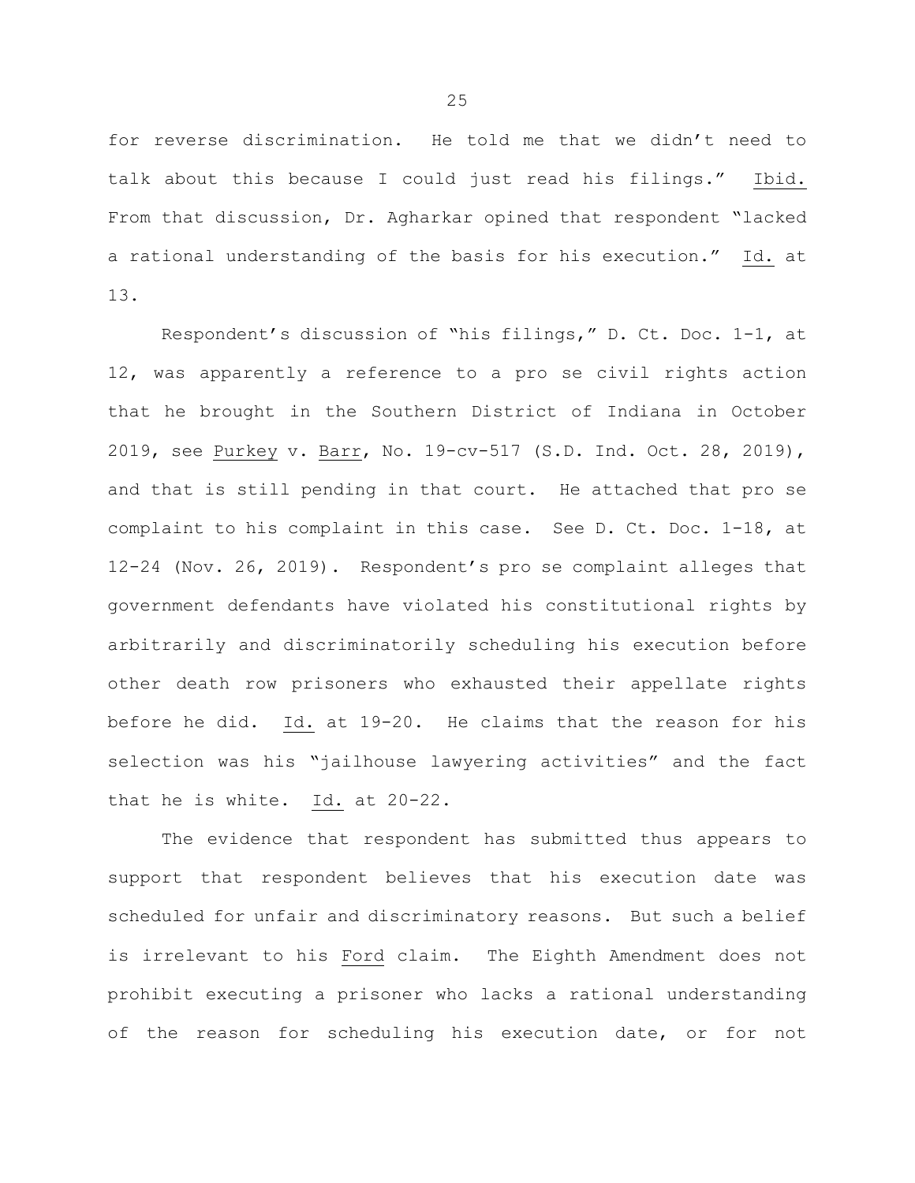for reverse discrimination. He told me that we didn't need to talk about this because I could just read his filings." Ibid. From that discussion, Dr. Agharkar opined that respondent "lacked a rational understanding of the basis for his execution." Id. at 13.

Respondent's discussion of "his filings," D. Ct. Doc. 1-1, at 12, was apparently a reference to a pro se civil rights action that he brought in the Southern District of Indiana in October 2019, see Purkey v. Barr, No. 19-cv-517 (S.D. Ind. Oct. 28, 2019), and that is still pending in that court. He attached that pro se complaint to his complaint in this case. See D. Ct. Doc. 1-18, at 12-24 (Nov. 26, 2019). Respondent's pro se complaint alleges that government defendants have violated his constitutional rights by arbitrarily and discriminatorily scheduling his execution before other death row prisoners who exhausted their appellate rights before he did. Id. at 19-20. He claims that the reason for his selection was his "jailhouse lawyering activities" and the fact that he is white. Id. at 20-22.

The evidence that respondent has submitted thus appears to support that respondent believes that his execution date was scheduled for unfair and discriminatory reasons. But such a belief is irrelevant to his Ford claim. The Eighth Amendment does not prohibit executing a prisoner who lacks a rational understanding of the reason for scheduling his execution date, or for not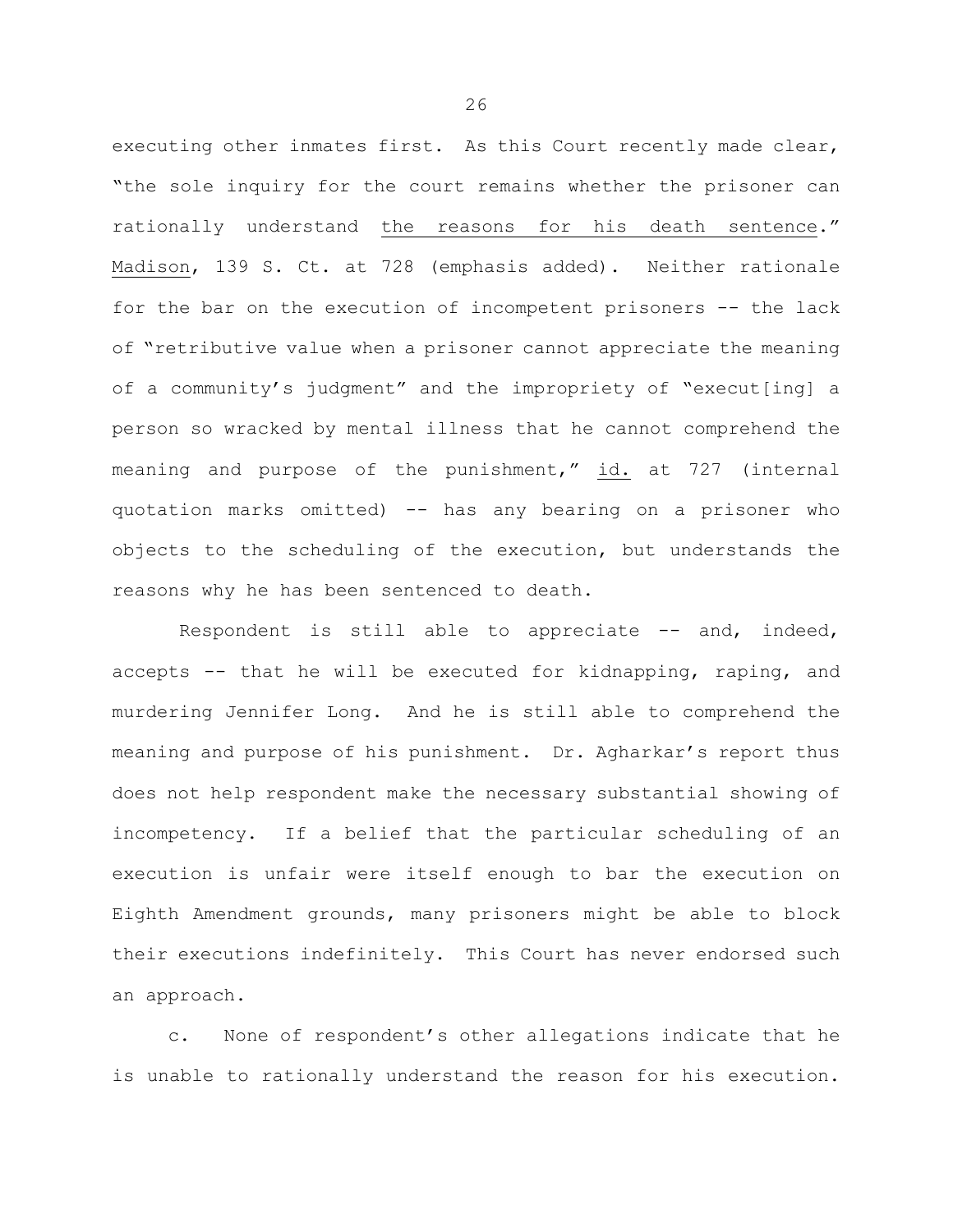executing other inmates first. As this Court recently made clear, "the sole inquiry for the court remains whether the prisoner can rationally understand <u>the reasons for his death sentence</u>." <u>Madison</u>, 139 S. Ct. at 728 (emphasis added). Neither rationale for the bar on the execution of incompetent prisoners -- the lack of "retributive value when a prisoner cannot appreciate the meaning of a community's judgment" and the impropriety of "execut[ing] a person so wracked by mental illness that he cannot comprehend the meaning and purpose of the punishment," <u>id.</u> at 727 (internal quotation marks omitted) -- has any bearing on a prisoner who objects to the scheduling of the execution, but understands the reasons why he has been sentenced to death.

Respondent is still able to appreciate -- and, indeed, accepts -- that he will be executed for kidnapping, raping, and murdering Jennifer Long. And he is still able to comprehend the meaning and purpose of his punishment. Dr. Agharkar's report thus does not help respondent make the necessary substantial showing of incompetency. If a belief that the particular scheduling of an execution is unfair were itself enough to bar the execution on Eighth Amendment grounds, many prisoners might be able to block their executions indefinitely. This Court has never endorsed such an approach.

c. None of respondent's other allegations indicate that he is unable to rationally understand the reason for his execution.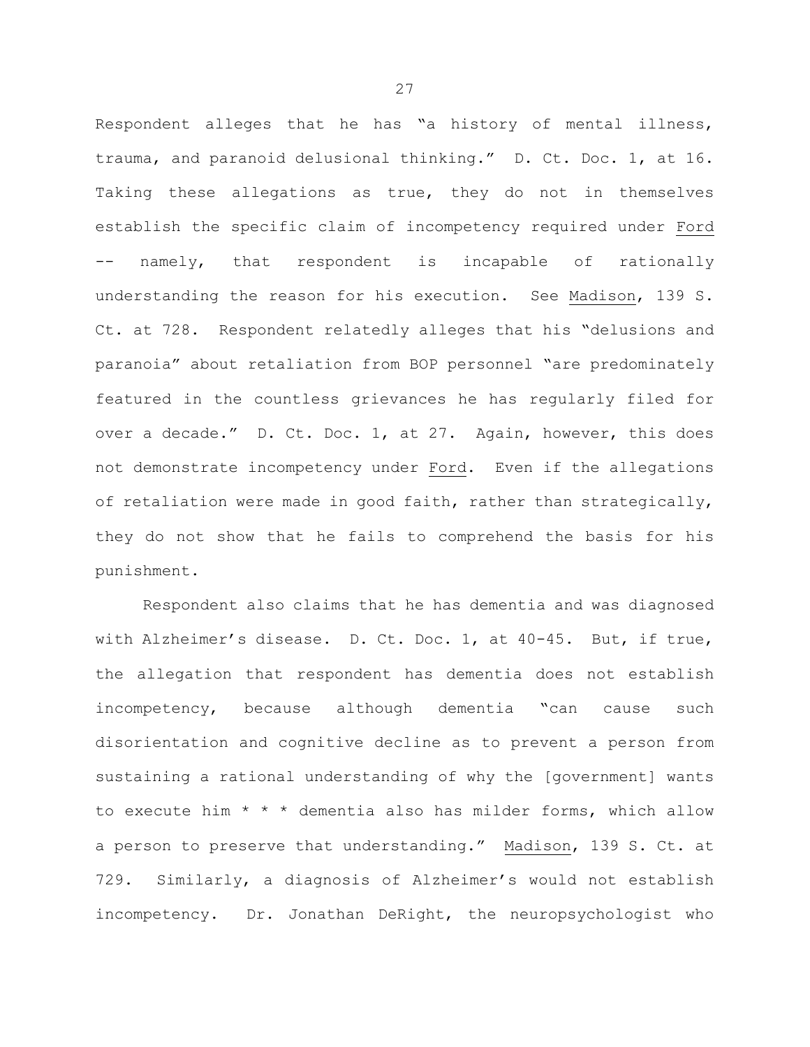Respondent alleges that he has "a history of mental illness, trauma, and paranoid delusional thinking." D. Ct. Doc. 1, at 16. Taking these allegations as true, they do not in themselves establish the specific claim of incompetency required under Ford -- namely, that respondent is incapable of rationally understanding the reason for his execution. See Madison, 139 S. Ct. at 728. Respondent relatedly alleges that his "delusions and paranoia" about retaliation from BOP personnel "are predominately featured in the countless grievances he has regularly filed for over a decade." D. Ct. Doc. 1, at 27. Again, however, this does not demonstrate incompetency under Ford. Even if the allegations of retaliation were made in good faith, rather than strategically, they do not show that he fails to comprehend the basis for his punishment.

Respondent also claims that he has dementia and was diagnosed with Alzheimer's disease. D. Ct. Doc. 1, at 40-45. But, if true, the allegation that respondent has dementia does not establish incompetency, because although dementia "can cause such disorientation and cognitive decline as to prevent a person from sustaining a rational understanding of why the [government] wants to execute him * * * dementia also has milder forms, which allow a person to preserve that understanding." Madison, 139 S. Ct. at 729. Similarly, a diagnosis of Alzheimer's would not establish incompetency. Dr. Jonathan DeRight, the neuropsychologist who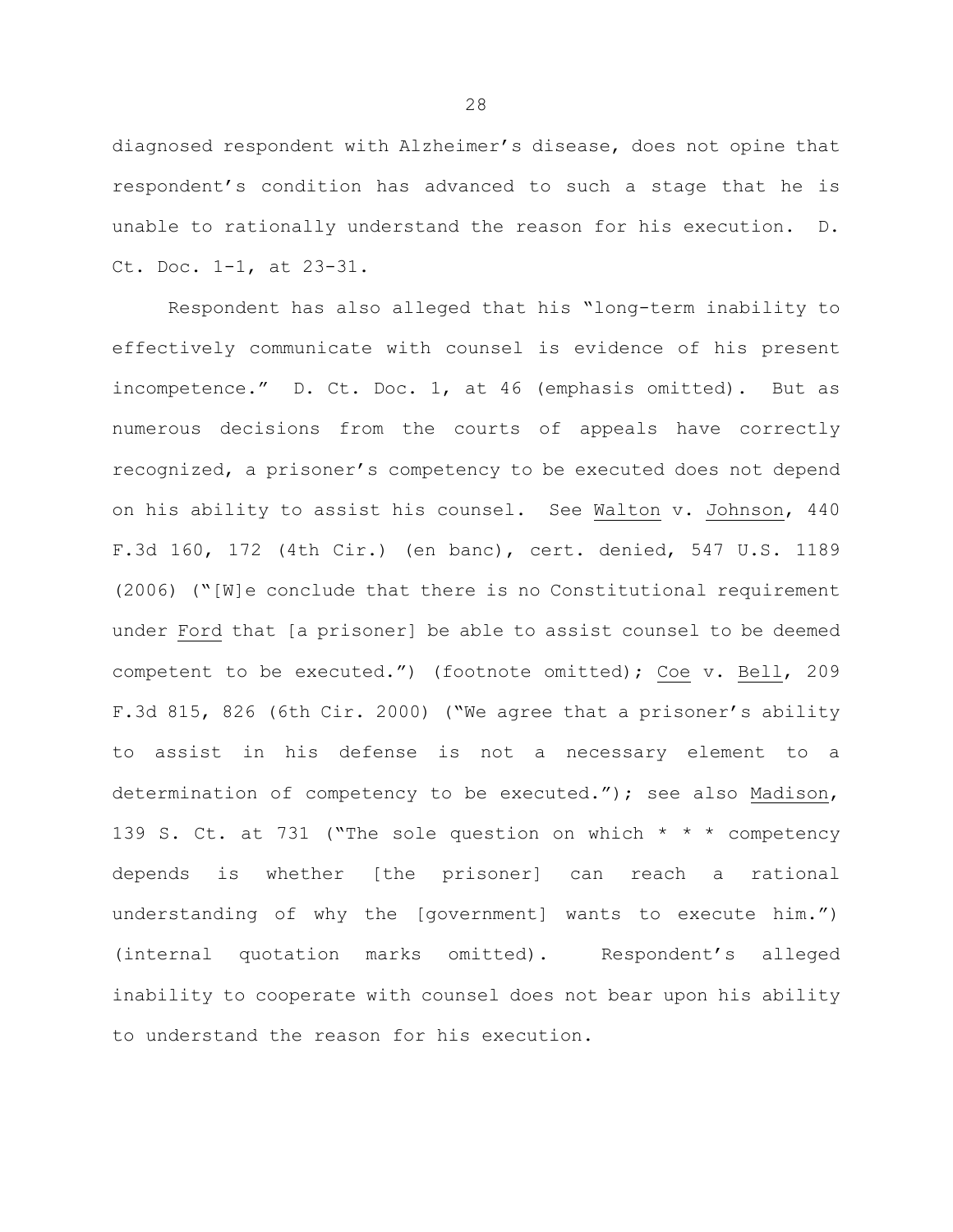diagnosed respondent with Alzheimer's disease, does not opine that respondent's condition has advanced to such a stage that he is unable to rationally understand the reason for his execution. D. Ct. Doc. 1-1, at 23-31.

Respondent has also alleged that his "long-term inability to effectively communicate with counsel is evidence of his present incompetence." D. Ct. Doc. 1, at 46 (emphasis omitted). But as numerous decisions from the courts of appeals have correctly recognized, a prisoner's competency to be executed does not depend on his ability to assist his counsel. See Walton v. Johnson, 440 F.3d 160, 172 (4th Cir.) (en banc), cert. denied, 547 U.S. 1189 (2006) ("[W]e conclude that there is no Constitutional requirement under Ford that [a prisoner] be able to assist counsel to be deemed competent to be executed.") (footnote omitted); Coe v. Bell, 209 F.3d 815, 826 (6th Cir. 2000) ("We agree that a prisoner's ability to assist in his defense is not a necessary element to a determination of competency to be executed."); see also Madison, 139 S. Ct. at 731 ("The sole question on which * * * competency depends is whether [the prisoner] can reach a rational understanding of why the [government] wants to execute him.") (internal quotation marks omitted). Respondent's alleged inability to cooperate with counsel does not bear upon his ability to understand the reason for his execution.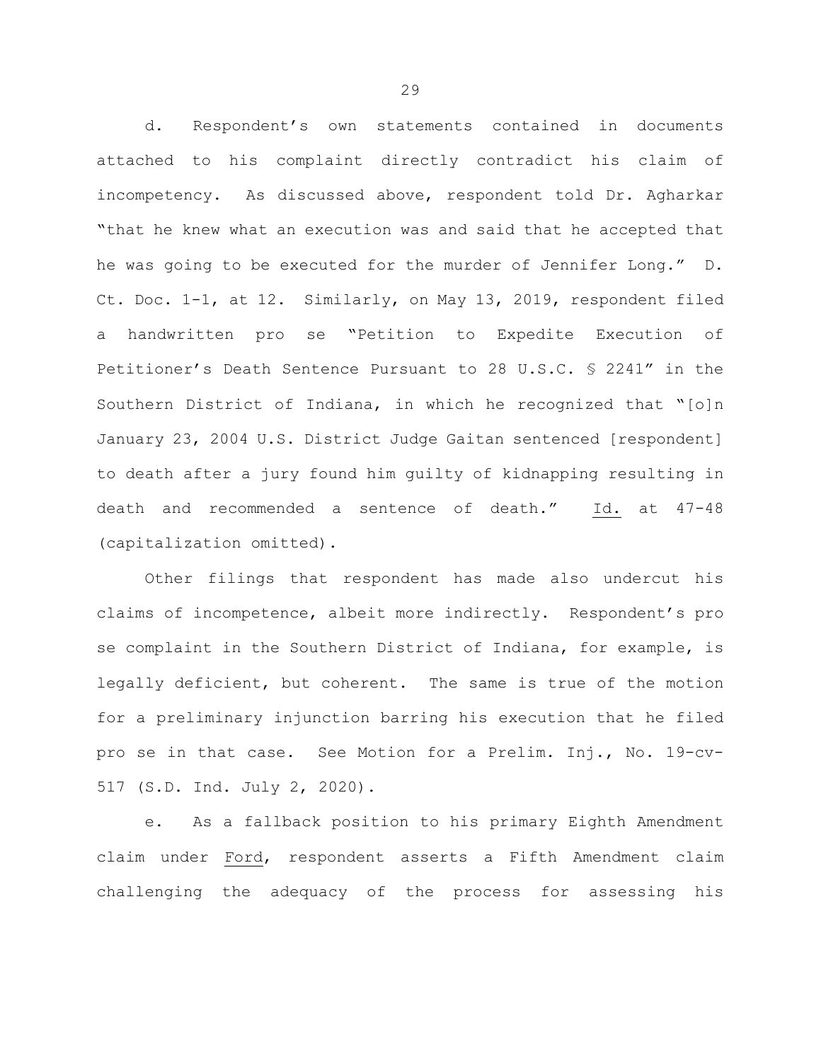d. Respondent's own statements contained in documents attached to his complaint directly contradict his claim of incompetency. As discussed above, respondent told Dr. Agharkar "that he knew what an execution was and said that he accepted that he was going to be executed for the murder of Jennifer Long." D. Ct. Doc. 1-1, at 12. Similarly, on May 13, 2019, respondent filed a handwritten pro se "Petition to Expedite Execution of Petitioner's Death Sentence Pursuant to 28 U.S.C. § 2241" in the Southern District of Indiana, in which he recognized that "[o]n January 23, 2004 U.S. District Judge Gaitan sentenced [respondent] to death after a jury found him guilty of kidnapping resulting in death and recommended a sentence of death." Id. at 47-48 (capitalization omitted).

Other filings that respondent has made also undercut his claims of incompetence, albeit more indirectly. Respondent's pro se complaint in the Southern District of Indiana, for example, is legally deficient, but coherent. The same is true of the motion for a preliminary injunction barring his execution that he filed pro se in that case. See Motion for a Prelim. Inj., No. 19-cv-517 (S.D. Ind. July 2, 2020).

e. As a fallback position to his primary Eighth Amendment claim under Ford, respondent asserts a Fifth Amendment claim challenging the adequacy of the process for assessing his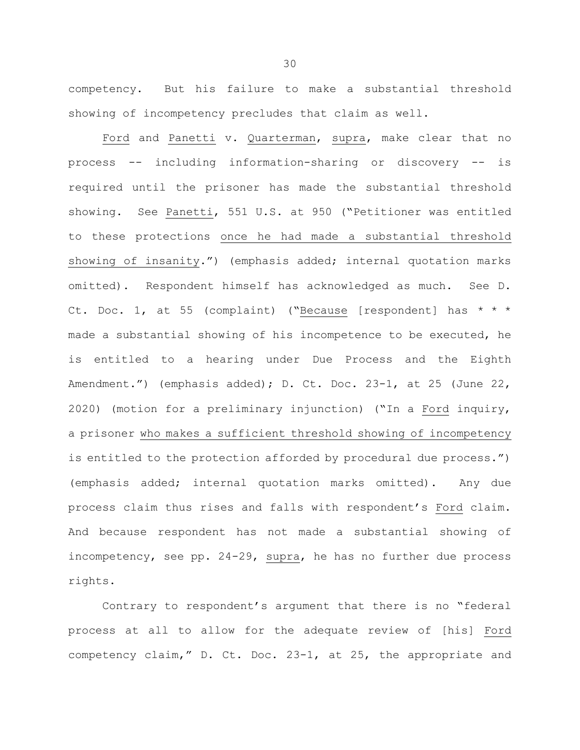competency. But his failure to make a substantial threshold showing of incompetency precludes that claim as well.

Ford and Panetti v. Quarterman, supra, make clear that no process -- including information-sharing or discovery -- is required until the prisoner has made the substantial threshold showing. See Panetti, 551 U.S. at 950 ("Petitioner was entitled to these protections once he had made a substantial threshold showing of insanity.") (emphasis added; internal quotation marks omitted). Respondent himself has acknowledged as much. See D. Ct. Doc. 1, at 55 (complaint) ("Because [respondent] has * * * made a substantial showing of his incompetence to be executed, he is entitled to a hearing under Due Process and the Eighth Amendment.") (emphasis added); D. Ct. Doc. 23-1, at 25 (June 22, 2020) (motion for a preliminary injunction) ("In a Ford inquiry, a prisoner who makes a sufficient threshold showing of incompetency is entitled to the protection afforded by procedural due process.") (emphasis added; internal quotation marks omitted). Any due process claim thus rises and falls with respondent's Ford claim. And because respondent has not made a substantial showing of incompetency, see pp. 24-29, supra, he has no further due process rights.

Contrary to respondent's argument that there is no "federal process at all to allow for the adequate review of [his] Ford competency claim," D. Ct. Doc. 23-1, at 25, the appropriate and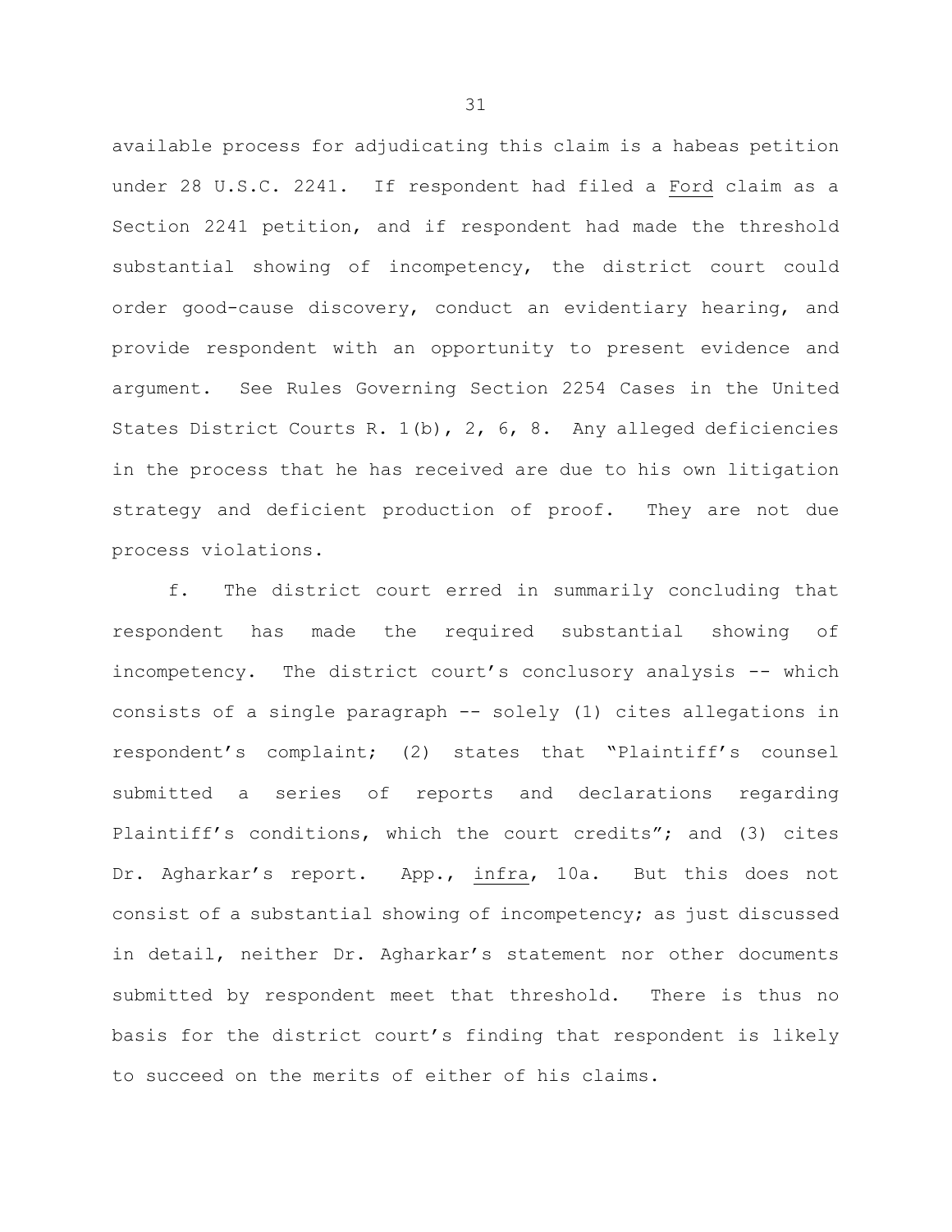available process for adjudicating this claim is a habeas petition under 28 U.S.C. 2241. If respondent had filed a <u>Ford</u> claim as a Section 2241 petition, and if respondent had made the threshold substantial showing of incompetency, the district court could order good-cause discovery, conduct an evidentiary hearing, and provide respondent with an opportunity to present evidence and argument. See Rules Governing Section 2254 Cases in the United States District Courts R. 1(b), 2, 6, 8. Any alleged deficiencies in the process that he has received are due to his own litigation strategy and deficient production of proof. They are not due process violations.

f. The district court erred in summarily concluding that respondent has made the required substantial showing of incompetency. The district court's conclusory analysis -- which consists of a single paragraph -- solely (1) cites allegations in respondent's complaint; (2) states that "Plaintiff's counsel submitted a series of reports and declarations regarding Plaintiff's conditions, which the court credits"; and (3) cites Dr. Agharkar's report. App., <u>infra</u>, 10a. But this does not consist of a substantial showing of incompetency; as just discussed in detail, neither Dr. Agharkar's statement nor other documents submitted by respondent meet that threshold. There is thus no basis for the district court's finding that respondent is likely to succeed on the merits of either of his claims.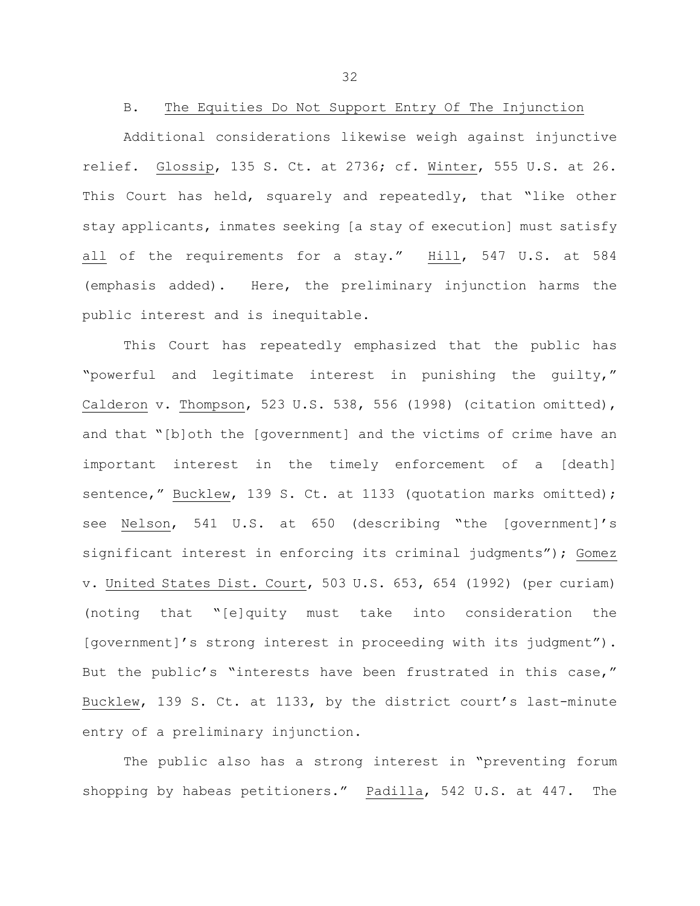### B. The Equities Do Not Support Entry Of The Injunction

Additional considerations likewise weigh against injunctive relief. Glossip, 135 S. Ct. at 2736; cf. Winter, 555 U.S. at 26. This Court has held, squarely and repeatedly, that "like other stay applicants, inmates seeking [a stay of execution] must satisfy all of the requirements for a stay." Hill, 547 U.S. at 584 (emphasis added). Here, the preliminary injunction harms the public interest and is inequitable.

This Court has repeatedly emphasized that the public has "powerful and legitimate interest in punishing the guilty," Calderon v. Thompson, 523 U.S. 538, 556 (1998) (citation omitted), and that "[b]oth the [government] and the victims of crime have an important interest in the timely enforcement of a [death] sentence," Bucklew, 139 S. Ct. at 1133 (quotation marks omitted); see Nelson, 541 U.S. at 650 (describing "the [government]'s significant interest in enforcing its criminal judgments"); Gomez v. United States Dist. Court, 503 U.S. 653, 654 (1992) (per curiam) (noting that "[e]quity must take into consideration the [government]'s strong interest in proceeding with its judgment"). But the public's "interests have been frustrated in this case," Bucklew, 139 S. Ct. at 1133, by the district court's last-minute entry of a preliminary injunction.

The public also has a strong interest in "preventing forum shopping by habeas petitioners." Padilla, 542 U.S. at 447. The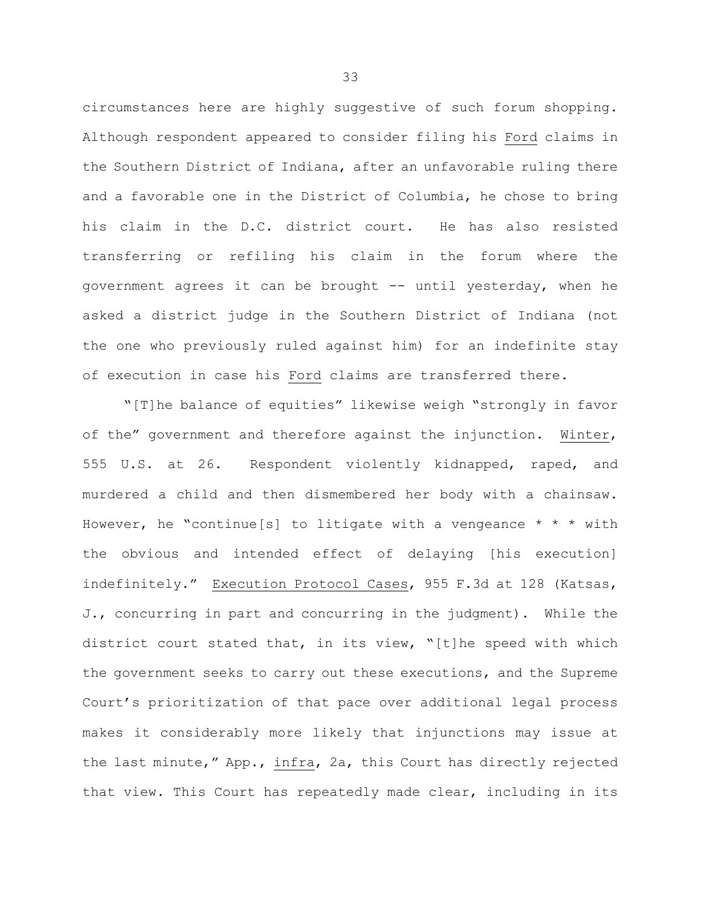circumstances here are highly suggestive of such forum shopping. Although respondent appeared to consider filing his Ford claims in the Southern District of Indiana, after an unfavorable ruling there and a favorable one in the District of Columbia, he chose to bring his claim in the D.C. district court. He has also resisted transferring or refiling his claim in the forum where the government agrees it can be brought -- until yesterday, when he asked a district judge in the Southern District of Indiana (not the one who previously ruled against him) for an indefinite stay of execution in case his Ford claims are transferred there.

"[T]he balance of equities" likewise weigh "strongly in favor of the" government and therefore against the injunction. Winter, 555 U.S. at 26. Respondent violently kidnapped, raped, and murdered a child and then dismembered her body with a chainsaw. However, he "continue[s] to litigate with a vengeance * * * with the obvious and intended effect of delaying [his execution] indefinitely." Execution Protocol Cases, 955 F.3d at 128 (Katsas, J., concurring in part and concurring in the judgment). While the district court stated that, in its view, "[t]he speed with which the government seeks to carry out these executions, and the Supreme Court's prioritization of that pace over additional legal process makes it considerably more likely that injunctions may issue at the last minute," App., infra, 2a, this Court has directly rejected that view. This Court has repeatedly made clear, including in its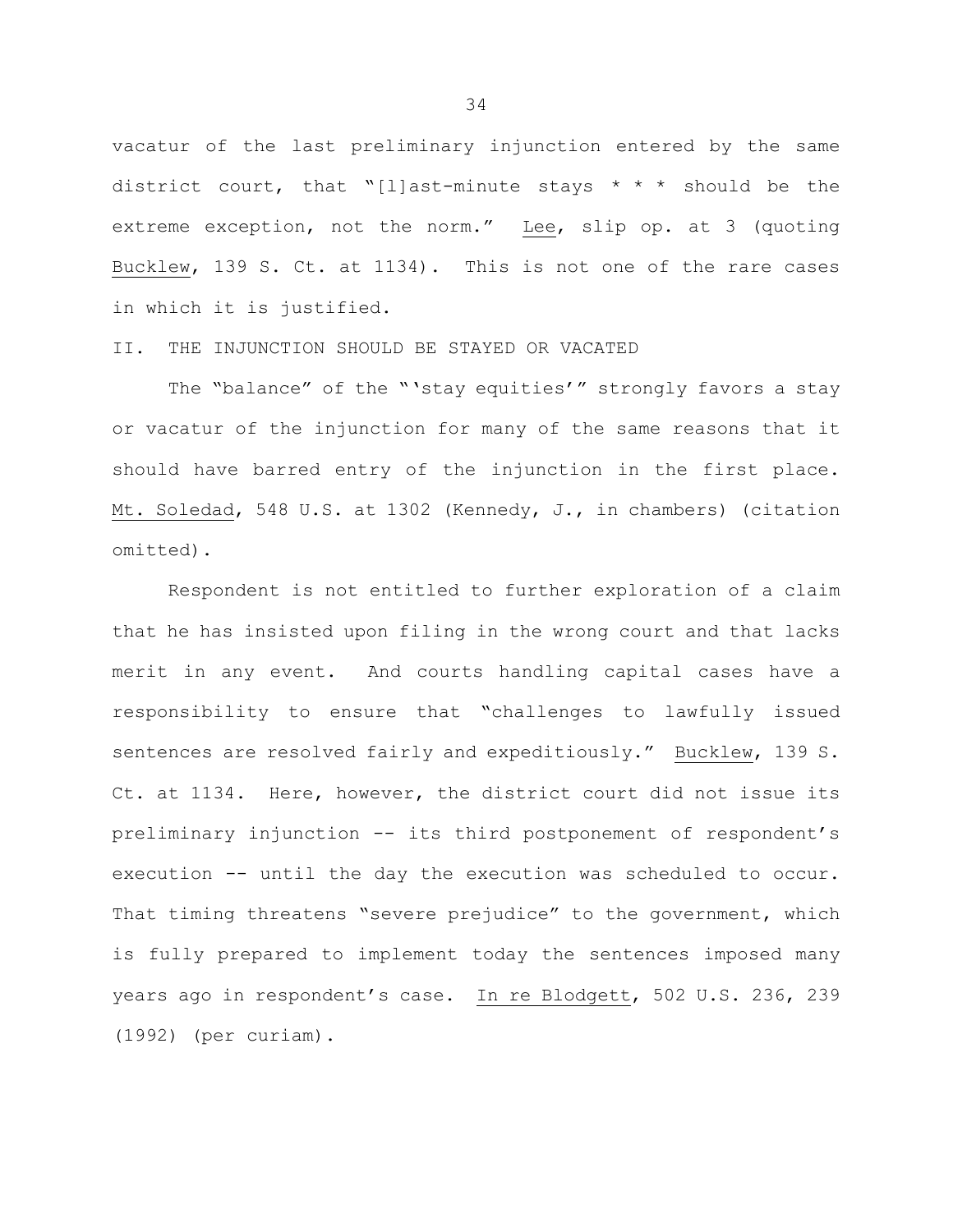vacatur of the last preliminary injunction entered by the same district court, that "[l]ast-minute stays * * * should be the extreme exception, not the norm." Lee, slip op. at 3 (quoting Bucklew, 139 S. Ct. at 1134). This is not one of the rare cases in which it is justified.

## II. THE INJUNCTION SHOULD BE STAYED OR VACATED

The "balance" of the "'stay equities'" strongly favors a stay or vacatur of the injunction for many of the same reasons that it should have barred entry of the injunction in the first place. Mt. Soledad, 548 U.S. at 1302 (Kennedy, J., in chambers) (citation omitted).

Respondent is not entitled to further exploration of a claim that he has insisted upon filing in the wrong court and that lacks merit in any event. And courts handling capital cases have a responsibility to ensure that "challenges to lawfully issued sentences are resolved fairly and expeditiously." Bucklew, 139 S. Ct. at 1134. Here, however, the district court did not issue its preliminary injunction -- its third postponement of respondent's execution -- until the day the execution was scheduled to occur. That timing threatens "severe prejudice" to the government, which is fully prepared to implement today the sentences imposed many years ago in respondent's case. In re Blodgett, 502 U.S. 236, 239 (1992) (per curiam).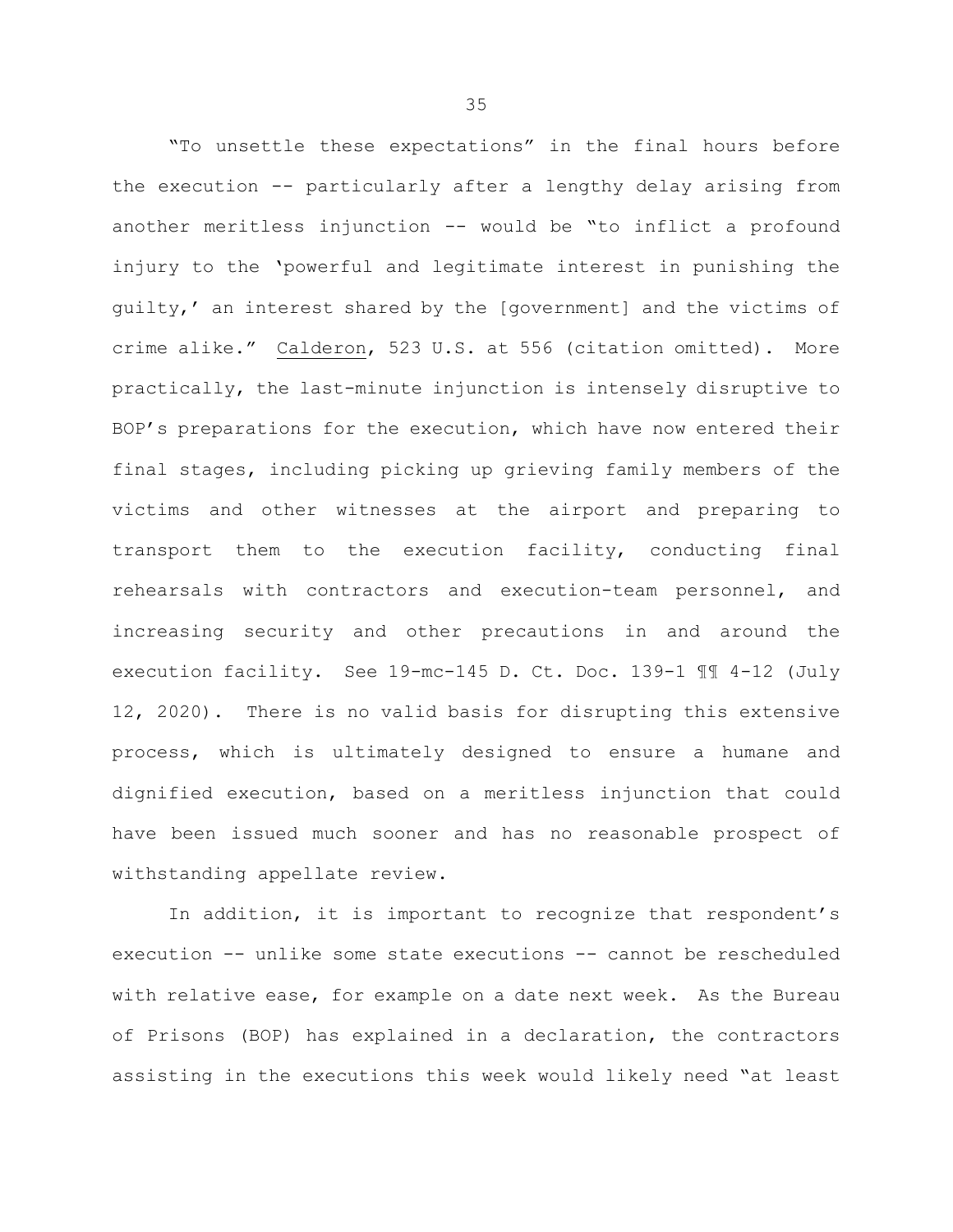"To unsettle these expectations" in the final hours before the execution -- particularly after a lengthy delay arising from another meritless injunction -- would be "to inflict a profound injury to the 'powerful and legitimate interest in punishing the guilty,' an interest shared by the [government] and the victims of crime alike." Calderon, 523 U.S. at 556 (citation omitted). More practically, the last-minute injunction is intensely disruptive to BOP's preparations for the execution, which have now entered their final stages, including picking up grieving family members of the victims and other witnesses at the airport and preparing to transport them to the execution facility, conducting final rehearsals with contractors and execution-team personnel, and increasing security and other precautions in and around the execution facility. See 19-mc-145 D. Ct. Doc. 139-1 ¶¶ 4-12 (July 12, 2020). There is no valid basis for disrupting this extensive process, which is ultimately designed to ensure a humane and dignified execution, based on a meritless injunction that could have been issued much sooner and has no reasonable prospect of withstanding appellate review.

In addition, it is important to recognize that respondent's execution -- unlike some state executions -- cannot be rescheduled with relative ease, for example on a date next week. As the Bureau of Prisons (BOP) has explained in a declaration, the contractors assisting in the executions this week would likely need "at least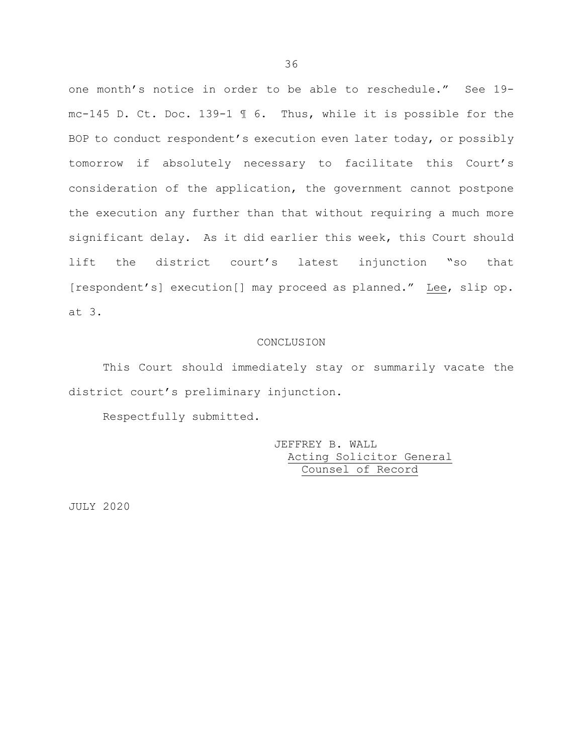one month's notice in order to be able to reschedule." See 19-mc-145 D. Ct. Doc. 139-1 ¶ 6. Thus, while it is possible for the BOP to conduct respondent's execution even later today, or possibly tomorrow if absolutely necessary to facilitate this Court's consideration of the application, the government cannot postpone the execution any further than that without requiring a much more significant delay. As it did earlier this week, this Court should lift the district court's latest injunction "so that [respondent's] execution[] may proceed as planned." Lee, slip op. at 3.

## CONCLUSION

This Court should immediately stay or summarily vacate the district court's preliminary injunction.

Respectfully submitted.

JEFFREY B. WALL
Acting Solicitor General
Counsel of Record

JULY 2020